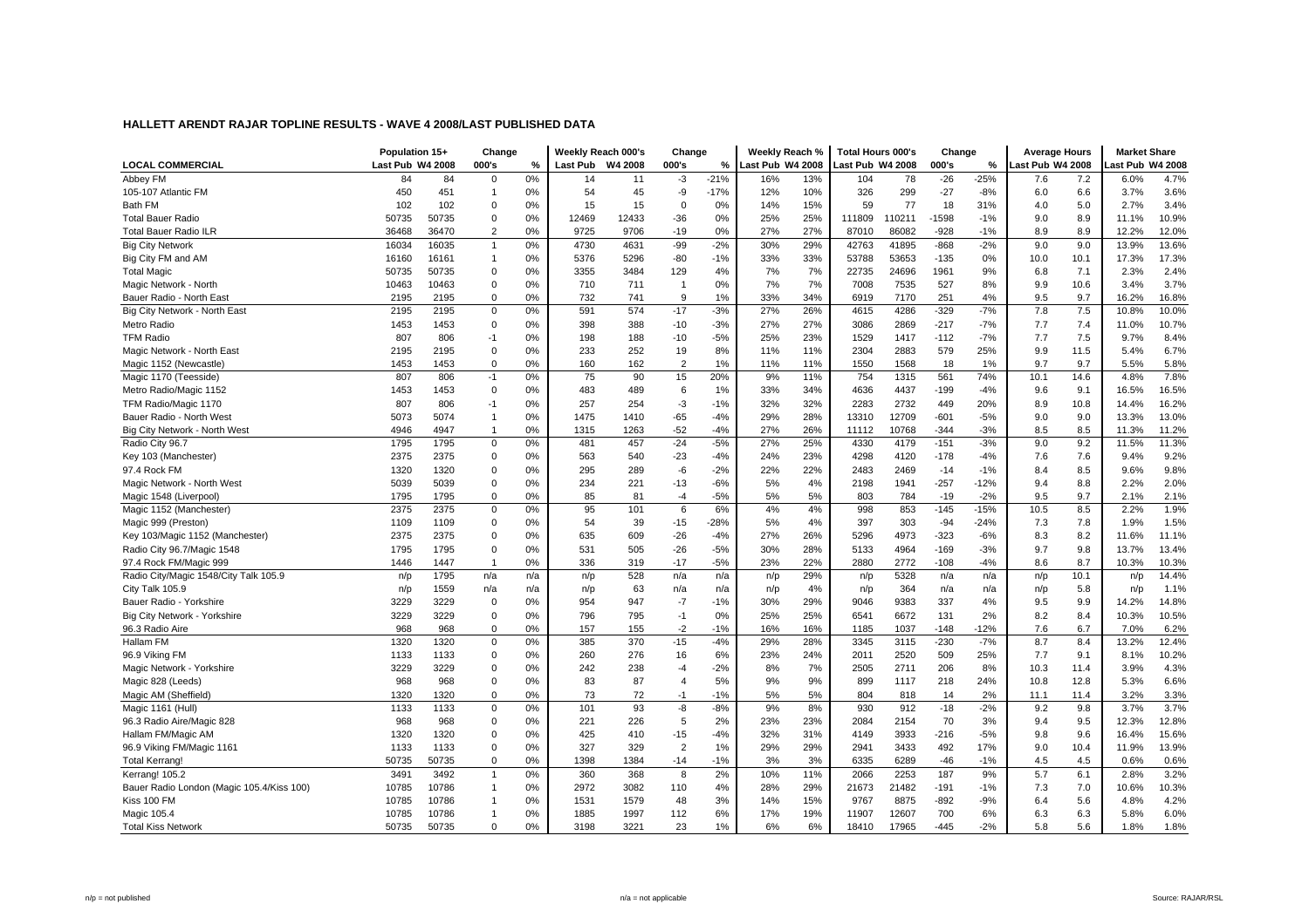# HALLETT ARENDT RAJAR TOPLINE RESULTS - WAVE 4 2008/LAST PUBLISHED DATA

| | Population 15+ | | Change | | Weekly Reach 000's | | Change | | Weekly Reach % | | Total Hours 000's | | Change | | Average Hours | | Market Share | |
|---|---|---|---|---|---|---|---|---|---|---|---|---|---|---|---|---|---|---|
| LOCAL COMMERCIAL | Last Pub | W4 2008 | 000's | % | Last Pub | W4 2008 | 000's | % | Last Pub | W4 2008 | Last Pub | W4 2008 | 000's | % | Last Pub | W4 2008 | Last Pub | W4 2008 |
| Abbey FM | 84 | 84 | 0 | 0% | 14 | 11 | -3 | -21% | 16% | 13% | 104 | 78 | -26 | -25% | 7.6 | 7.2 | 6.0% | 4.7% |
| 105-107 Atlantic FM | 450 | 451 | 1 | 0% | 54 | 45 | -9 | -17% | 12% | 10% | 326 | 299 | -27 | -8% | 6.0 | 6.6 | 3.7% | 3.6% |
| Bath FM | 102 | 102 | 0 | 0% | 15 | 15 | 0 | 0% | 14% | 15% | 59 | 77 | 18 | 31% | 4.0 | 5.0 | 2.7% | 3.4% |
| Total Bauer Radio | 50735 | 50735 | 0 | 0% | 12469 | 12433 | -36 | 0% | 25% | 25% | 111809 | 110211 | -1598 | -1% | 9.0 | 8.9 | 11.1% | 10.9% |
| Total Bauer Radio ILR | 36468 | 36470 | 2 | 0% | 9725 | 9706 | -19 | 0% | 27% | 27% | 87010 | 86082 | -928 | -1% | 8.9 | 8.9 | 12.2% | 12.0% |
| Big City Network | 16034 | 16035 | 1 | 0% | 4730 | 4631 | -99 | -2% | 30% | 29% | 42763 | 41895 | -868 | -2% | 9.0 | 9.0 | 13.9% | 13.6% |
| Big City FM and AM | 16160 | 16161 | 1 | 0% | 5376 | 5296 | -80 | -1% | 33% | 33% | 53788 | 53653 | -135 | 0% | 10.0 | 10.1 | 17.3% | 17.3% |
| Total Magic | 50735 | 50735 | 0 | 0% | 3355 | 3484 | 129 | 4% | 7% | 7% | 22735 | 24696 | 1961 | 9% | 6.8 | 7.1 | 2.3% | 2.4% |
| Magic Network - North | 10463 | 10463 | 0 | 0% | 710 | 711 | 1 | 0% | 7% | 7% | 7008 | 7535 | 527 | 8% | 9.9 | 10.6 | 3.4% | 3.7% |
| Bauer Radio - North East | 2195 | 2195 | 0 | 0% | 732 | 741 | 9 | 1% | 33% | 34% | 6919 | 7170 | 251 | 4% | 9.5 | 9.7 | 16.2% | 16.8% |
| Big City Network - North East | 2195 | 2195 | 0 | 0% | 591 | 574 | -17 | -3% | 27% | 26% | 4615 | 4286 | -329 | -7% | 7.8 | 7.5 | 10.8% | 10.0% |
| Metro Radio | 1453 | 1453 | 0 | 0% | 398 | 388 | -10 | -3% | 27% | 27% | 3086 | 2869 | -217 | -7% | 7.7 | 7.4 | 11.0% | 10.7% |
| TFM Radio | 807 | 806 | -1 | 0% | 198 | 188 | -10 | -5% | 25% | 23% | 1529 | 1417 | -112 | -7% | 7.7 | 7.5 | 9.7% | 8.4% |
| Magic Network - North East | 2195 | 2195 | 0 | 0% | 233 | 252 | 19 | 8% | 11% | 11% | 2304 | 2883 | 579 | 25% | 9.9 | 11.5 | 5.4% | 6.7% |
| Magic 1152 (Newcastle) | 1453 | 1453 | 0 | 0% | 160 | 162 | 2 | 1% | 11% | 11% | 1550 | 1568 | 18 | 1% | 9.7 | 9.7 | 5.5% | 5.8% |
| Magic 1170 (Teesside) | 807 | 806 | -1 | 0% | 75 | 90 | 15 | 20% | 9% | 11% | 754 | 1315 | 561 | 74% | 10.1 | 14.6 | 4.8% | 7.8% |
| Metro Radio/Magic 1152 | 1453 | 1453 | 0 | 0% | 483 | 489 | 6 | 1% | 33% | 34% | 4636 | 4437 | -199 | -4% | 9.6 | 9.1 | 16.5% | 16.5% |
| TFM Radio/Magic 1170 | 807 | 806 | -1 | 0% | 257 | 254 | -3 | -1% | 32% | 32% | 2283 | 2732 | 449 | 20% | 8.9 | 10.8 | 14.4% | 16.2% |
| Bauer Radio - North West | 5073 | 5074 | 1 | 0% | 1475 | 1410 | -65 | -4% | 29% | 28% | 13310 | 12709 | -601 | -5% | 9.0 | 9.0 | 13.3% | 13.0% |
| Big City Network - North West | 4946 | 4947 | 1 | 0% | 1315 | 1263 | -52 | -4% | 27% | 26% | 11112 | 10768 | -344 | -3% | 8.5 | 8.5 | 11.3% | 11.2% |
| Radio City 96.7 | 1795 | 1795 | 0 | 0% | 481 | 457 | -24 | -5% | 27% | 25% | 4330 | 4179 | -151 | -3% | 9.0 | 9.2 | 11.5% | 11.3% |
| Key 103 (Manchester) | 2375 | 2375 | 0 | 0% | 563 | 540 | -23 | -4% | 24% | 23% | 4298 | 4120 | -178 | -4% | 7.6 | 7.6 | 9.4% | 9.2% |
| 97.4 Rock FM | 1320 | 1320 | 0 | 0% | 295 | 289 | -6 | -2% | 22% | 22% | 2483 | 2469 | -14 | -1% | 8.4 | 8.5 | 9.6% | 9.8% |
| Magic Network - North West | 5039 | 5039 | 0 | 0% | 234 | 221 | -13 | -6% | 5% | 4% | 2198 | 1941 | -257 | -12% | 9.4 | 8.8 | 2.2% | 2.0% |
| Magic 1548 (Liverpool) | 1795 | 1795 | 0 | 0% | 85 | 81 | -4 | -5% | 5% | 5% | 803 | 784 | -19 | -2% | 9.5 | 9.7 | 2.1% | 2.1% |
| Magic 1152 (Manchester) | 2375 | 2375 | 0 | 0% | 95 | 101 | 6 | 6% | 4% | 4% | 998 | 853 | -145 | -15% | 10.5 | 8.5 | 2.2% | 1.9% |
| Magic 999 (Preston) | 1109 | 1109 | 0 | 0% | 54 | 39 | -15 | -28% | 5% | 4% | 397 | 303 | -94 | -24% | 7.3 | 7.8 | 1.9% | 1.5% |
| Key 103/Magic 1152 (Manchester) | 2375 | 2375 | 0 | 0% | 635 | 609 | -26 | -4% | 27% | 26% | 5296 | 4973 | -323 | -6% | 8.3 | 8.2 | 11.6% | 11.1% |
| Radio City 96.7/Magic 1548 | 1795 | 1795 | 0 | 0% | 531 | 505 | -26 | -5% | 30% | 28% | 5133 | 4964 | -169 | -3% | 9.7 | 9.8 | 13.7% | 13.4% |
| 97.4 Rock FM/Magic 999 | 1446 | 1447 | 1 | 0% | 336 | 319 | -17 | -5% | 23% | 22% | 2880 | 2772 | -108 | -4% | 8.6 | 8.7 | 10.3% | 10.3% |
| Radio City/Magic 1548/City Talk 105.9 | n/p | 1795 | n/a | n/a | n/p | 528 | n/a | n/a | n/p | 29% | n/p | 5328 | n/a | n/a | n/p | 10.1 | n/p | 14.4% |
| City Talk 105.9 | n/p | 1559 | n/a | n/a | n/p | 63 | n/a | n/a | n/p | 4% | n/p | 364 | n/a | n/a | n/p | 5.8 | n/p | 1.1% |
| Bauer Radio - Yorkshire | 3229 | 3229 | 0 | 0% | 954 | 947 | -7 | -1% | 30% | 29% | 9046 | 9383 | 337 | 4% | 9.5 | 9.9 | 14.2% | 14.8% |
| Big City Network - Yorkshire | 3229 | 3229 | 0 | 0% | 796 | 795 | -1 | 0% | 25% | 25% | 6541 | 6672 | 131 | 2% | 8.2 | 8.4 | 10.3% | 10.5% |
| 96.3 Radio Aire | 968 | 968 | 0 | 0% | 157 | 155 | -2 | -1% | 16% | 16% | 1185 | 1037 | -148 | -12% | 7.6 | 6.7 | 7.0% | 6.2% |
| Hallam FM | 1320 | 1320 | 0 | 0% | 385 | 370 | -15 | -4% | 29% | 28% | 3345 | 3115 | -230 | -7% | 8.7 | 8.4 | 13.2% | 12.4% |
| 96.9 Viking FM | 1133 | 1133 | 0 | 0% | 260 | 276 | 16 | 6% | 23% | 24% | 2011 | 2520 | 509 | 25% | 7.7 | 9.1 | 8.1% | 10.2% |
| Magic Network - Yorkshire | 3229 | 3229 | 0 | 0% | 242 | 238 | -4 | -2% | 8% | 7% | 2505 | 2711 | 206 | 8% | 10.3 | 11.4 | 3.9% | 4.3% |
| Magic 828 (Leeds) | 968 | 968 | 0 | 0% | 83 | 87 | 4 | 5% | 9% | 9% | 899 | 1117 | 218 | 24% | 10.8 | 12.8 | 5.3% | 6.6% |
| Magic AM (Sheffield) | 1320 | 1320 | 0 | 0% | 73 | 72 | -1 | -1% | 5% | 5% | 804 | 818 | 14 | 2% | 11.1 | 11.4 | 3.2% | 3.3% |
| Magic 1161 (Hull) | 1133 | 1133 | 0 | 0% | 101 | 93 | -8 | -8% | 9% | 8% | 930 | 912 | -18 | -2% | 9.2 | 9.8 | 3.7% | 3.7% |
| 96.3 Radio Aire/Magic 828 | 968 | 968 | 0 | 0% | 221 | 226 | 5 | 2% | 23% | 23% | 2084 | 2154 | 70 | 3% | 9.4 | 9.5 | 12.3% | 12.8% |
| Hallam FM/Magic AM | 1320 | 1320 | 0 | 0% | 425 | 410 | -15 | -4% | 32% | 31% | 4149 | 3933 | -216 | -5% | 9.8 | 9.6 | 16.4% | 15.6% |
| 96.9 Viking FM/Magic 1161 | 1133 | 1133 | 0 | 0% | 327 | 329 | 2 | 1% | 29% | 29% | 2941 | 3433 | 492 | 17% | 9.0 | 10.4 | 11.9% | 13.9% |
| Total Kerrang! | 50735 | 50735 | 0 | 0% | 1398 | 1384 | -14 | -1% | 3% | 3% | 6335 | 6289 | -46 | -1% | 4.5 | 4.5 | 0.6% | 0.6% |
| Kerrang! 105.2 | 3491 | 3492 | 1 | 0% | 360 | 368 | 8 | 2% | 10% | 11% | 2066 | 2253 | 187 | 9% | 5.7 | 6.1 | 2.8% | 3.2% |
| Bauer Radio London (Magic 105.4/Kiss 100) | 10785 | 10786 | 1 | 0% | 2972 | 3082 | 110 | 4% | 28% | 29% | 21673 | 21482 | -191 | -1% | 7.3 | 7.0 | 10.6% | 10.3% |
| Kiss 100 FM | 10785 | 10786 | 1 | 0% | 1531 | 1579 | 48 | 3% | 14% | 15% | 9767 | 8875 | -892 | -9% | 6.4 | 5.6 | 4.8% | 4.2% |
| Magic 105.4 | 10785 | 10786 | 1 | 0% | 1885 | 1997 | 112 | 6% | 17% | 19% | 11907 | 12607 | 700 | 6% | 6.3 | 6.3 | 5.8% | 6.0% |
| Total Kiss Network | 50735 | 50735 | 0 | 0% | 3198 | 3221 | 23 | 1% | 6% | 6% | 18410 | 17965 | -445 | -2% | 5.8 | 5.6 | 1.8% | 1.8% |

n/p = not published     n/a = not applicable     Source: RAJAR/RSL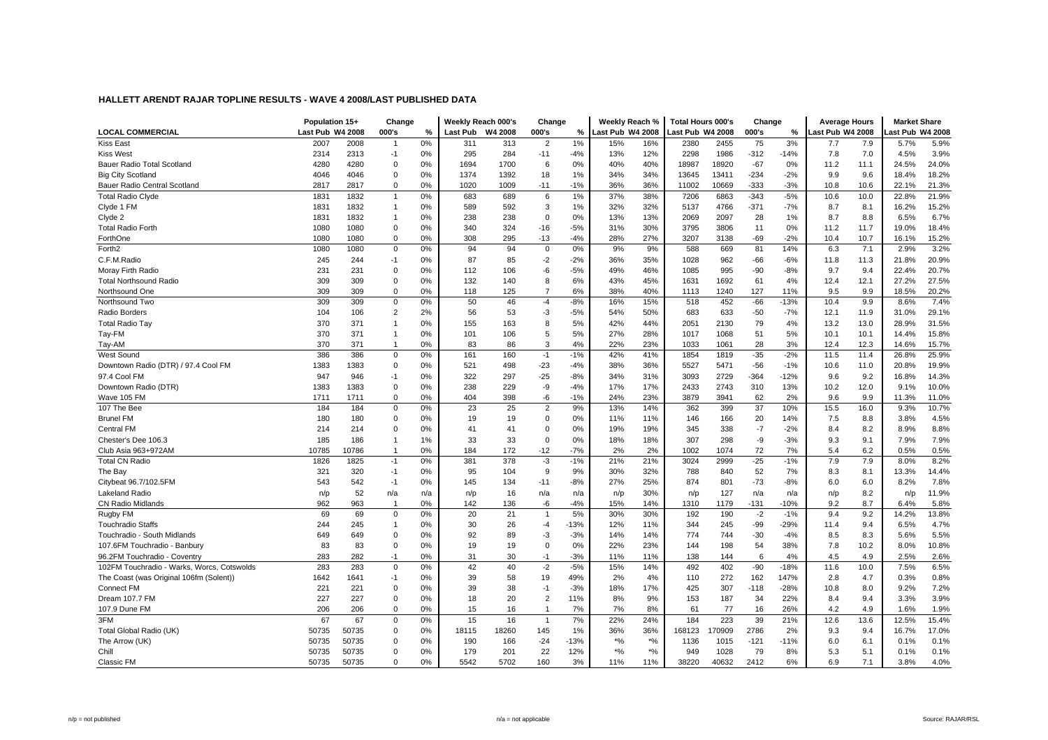## HALLETT ARENDT RAJAR TOPLINE RESULTS - WAVE 4 2008/LAST PUBLISHED DATA

| LOCAL COMMERCIAL | Population 15+ | | Change | | Weekly Reach 000's | | Change | | Weekly Reach % | | Total Hours 000's | | Change | | Average Hours | | Market Share | |
|---|---|---|---|---|---|---|---|---|---|---|---|---|---|---|---|---|---|---|
| | Last Pub | W4 2008 | 000's | % | Last Pub | W4 2008 | 000's | % | Last Pub | W4 2008 | Last Pub | W4 2008 | 000's | % | Last Pub | W4 2008 | Last Pub | W4 2008 |
| Kiss East | 2007 | 2008 | 1 | 0% | 311 | 313 | 2 | 1% | 15% | 16% | 2380 | 2455 | 75 | 3% | 7.7 | 7.9 | 5.7% | 5.9% |
| Kiss West | 2314 | 2313 | -1 | 0% | 295 | 284 | -11 | -4% | 13% | 12% | 2298 | 1986 | -312 | -14% | 7.8 | 7.0 | 4.5% | 3.9% |
| Bauer Radio Total Scotland | 4280 | 4280 | 0 | 0% | 1694 | 1700 | 6 | 0% | 40% | 40% | 18987 | 18920 | -67 | 0% | 11.2 | 11.1 | 24.5% | 24.0% |
| Big City Scotland | 4046 | 4046 | 0 | 0% | 1374 | 1392 | 18 | 1% | 34% | 34% | 13645 | 13411 | -234 | -2% | 9.9 | 9.6 | 18.4% | 18.2% |
| Bauer Radio Central Scotland | 2817 | 2817 | 0 | 0% | 1020 | 1009 | -11 | -1% | 36% | 36% | 11002 | 10669 | -333 | -3% | 10.8 | 10.6 | 22.1% | 21.3% |
| Total Radio Clyde | 1831 | 1832 | 1 | 0% | 683 | 689 | 6 | 1% | 37% | 38% | 7206 | 6863 | -343 | -5% | 10.6 | 10.0 | 22.8% | 21.9% |
| Clyde 1 FM | 1831 | 1832 | 1 | 0% | 589 | 592 | 3 | 1% | 32% | 32% | 5137 | 4766 | -371 | -7% | 8.7 | 8.1 | 16.2% | 15.2% |
| Clyde 2 | 1831 | 1832 | 1 | 0% | 238 | 238 | 0 | 0% | 13% | 13% | 2069 | 2097 | 28 | 1% | 8.7 | 8.8 | 6.5% | 6.7% |
| Total Radio Forth | 1080 | 1080 | 0 | 0% | 340 | 324 | -16 | -5% | 31% | 30% | 3795 | 3806 | 11 | 0% | 11.2 | 11.7 | 19.0% | 18.4% |
| ForthOne | 1080 | 1080 | 0 | 0% | 308 | 295 | -13 | -4% | 28% | 27% | 3207 | 3138 | -69 | -2% | 10.4 | 10.7 | 16.1% | 15.2% |
| Forth2 | 1080 | 1080 | 0 | 0% | 94 | 94 | 0 | 0% | 9% | 9% | 588 | 669 | 81 | 14% | 6.3 | 7.1 | 2.9% | 3.2% |
| C.F.M.Radio | 245 | 244 | -1 | 0% | 87 | 85 | -2 | -2% | 36% | 35% | 1028 | 962 | -66 | -6% | 11.8 | 11.3 | 21.8% | 20.9% |
| Moray Firth Radio | 231 | 231 | 0 | 0% | 112 | 106 | -6 | -5% | 49% | 46% | 1085 | 995 | -90 | -8% | 9.7 | 9.4 | 22.4% | 20.7% |
| Total Northsound Radio | 309 | 309 | 0 | 0% | 132 | 140 | 8 | 6% | 43% | 45% | 1631 | 1692 | 61 | 4% | 12.4 | 12.1 | 27.2% | 27.5% |
| Northsound One | 309 | 309 | 0 | 0% | 118 | 125 | 7 | 6% | 38% | 40% | 1113 | 1240 | 127 | 11% | 9.5 | 9.9 | 18.5% | 20.2% |
| Northsound Two | 309 | 309 | 0 | 0% | 50 | 46 | -4 | -8% | 16% | 15% | 518 | 452 | -66 | -13% | 10.4 | 9.9 | 8.6% | 7.4% |
| Radio Borders | 104 | 106 | 2 | 2% | 56 | 53 | -3 | -5% | 54% | 50% | 683 | 633 | -50 | -7% | 12.1 | 11.9 | 31.0% | 29.1% |
| Total Radio Tay | 370 | 371 | 1 | 0% | 155 | 163 | 8 | 5% | 42% | 44% | 2051 | 2130 | 79 | 4% | 13.2 | 13.0 | 28.9% | 31.5% |
| Tay-FM | 370 | 371 | 1 | 0% | 101 | 106 | 5 | 5% | 27% | 28% | 1017 | 1068 | 51 | 5% | 10.1 | 10.1 | 14.4% | 15.8% |
| Tay-AM | 370 | 371 | 1 | 0% | 83 | 86 | 3 | 4% | 22% | 23% | 1033 | 1061 | 28 | 3% | 12.4 | 12.3 | 14.6% | 15.7% |
| West Sound | 386 | 386 | 0 | 0% | 161 | 160 | -1 | -1% | 42% | 41% | 1854 | 1819 | -35 | -2% | 11.5 | 11.4 | 26.8% | 25.9% |
| Downtown Radio (DTR) / 97.4 Cool FM | 1383 | 1383 | 0 | 0% | 521 | 498 | -23 | -4% | 38% | 36% | 5527 | 5471 | -56 | -1% | 10.6 | 11.0 | 20.8% | 19.9% |
| 97.4 Cool FM | 947 | 946 | -1 | 0% | 322 | 297 | -25 | -8% | 34% | 31% | 3093 | 2729 | -364 | -12% | 9.6 | 9.2 | 16.8% | 14.3% |
| Downtown Radio (DTR) | 1383 | 1383 | 0 | 0% | 238 | 229 | -9 | -4% | 17% | 17% | 2433 | 2743 | 310 | 13% | 10.2 | 12.0 | 9.1% | 10.0% |
| Wave 105 FM | 1711 | 1711 | 0 | 0% | 404 | 398 | -6 | -1% | 24% | 23% | 3879 | 3941 | 62 | 2% | 9.6 | 9.9 | 11.3% | 11.0% |
| 107 The Bee | 184 | 184 | 0 | 0% | 23 | 25 | 2 | 9% | 13% | 14% | 362 | 399 | 37 | 10% | 15.5 | 16.0 | 9.3% | 10.7% |
| Brunel FM | 180 | 180 | 0 | 0% | 19 | 19 | 0 | 0% | 11% | 11% | 146 | 166 | 20 | 14% | 7.5 | 8.8 | 3.8% | 4.5% |
| Central FM | 214 | 214 | 0 | 0% | 41 | 41 | 0 | 0% | 19% | 19% | 345 | 338 | -7 | -2% | 8.4 | 8.2 | 8.9% | 8.8% |
| Chester's Dee 106.3 | 185 | 186 | 1 | 1% | 33 | 33 | 0 | 0% | 18% | 18% | 307 | 298 | -9 | -3% | 9.3 | 9.1 | 7.9% | 7.9% |
| Club Asia 963+972AM | 10785 | 10786 | 1 | 0% | 184 | 172 | -12 | -7% | 2% | 2% | 1002 | 1074 | 72 | 7% | 5.4 | 6.2 | 0.5% | 0.5% |
| Total CN Radio | 1826 | 1825 | -1 | 0% | 381 | 378 | -3 | -1% | 21% | 21% | 3024 | 2999 | -25 | -1% | 7.9 | 7.9 | 8.0% | 8.2% |
| The Bay | 321 | 320 | -1 | 0% | 95 | 104 | 9 | 9% | 30% | 32% | 788 | 840 | 52 | 7% | 8.3 | 8.1 | 13.3% | 14.4% |
| Citybeat 96.7/102.5FM | 543 | 542 | -1 | 0% | 145 | 134 | -11 | -8% | 27% | 25% | 874 | 801 | -73 | -8% | 6.0 | 6.0 | 8.2% | 7.8% |
| Lakeland Radio | n/p | 52 | n/a | n/a | n/p | 16 | n/a | n/a | n/p | 30% | n/p | 127 | n/a | n/a | n/p | 8.2 | n/p | 11.9% |
| CN Radio Midlands | 962 | 963 | 1 | 0% | 142 | 136 | -6 | -4% | 15% | 14% | 1310 | 1179 | -131 | -10% | 9.2 | 8.7 | 6.4% | 5.8% |
| Rugby FM | 69 | 69 | 0 | 0% | 20 | 21 | 1 | 5% | 30% | 30% | 192 | 190 | -2 | -1% | 9.4 | 9.2 | 14.2% | 13.8% |
| Touchradio Staffs | 244 | 245 | 1 | 0% | 30 | 26 | -4 | -13% | 12% | 11% | 344 | 245 | -99 | -29% | 11.4 | 9.4 | 6.5% | 4.7% |
| Touchradio - South Midlands | 649 | 649 | 0 | 0% | 92 | 89 | -3 | -3% | 14% | 14% | 774 | 744 | -30 | -4% | 8.5 | 8.3 | 5.6% | 5.5% |
| 107.6FM Touchradio - Banbury | 83 | 83 | 0 | 0% | 19 | 19 | 0 | 0% | 22% | 23% | 144 | 198 | 54 | 38% | 7.8 | 10.2 | 8.0% | 10.8% |
| 96.2FM Touchradio - Coventry | 283 | 282 | -1 | 0% | 31 | 30 | -1 | -3% | 11% | 11% | 138 | 144 | 6 | 4% | 4.5 | 4.9 | 2.5% | 2.6% |
| 102FM Touchradio - Warks, Worcs, Cotswolds | 283 | 283 | 0 | 0% | 42 | 40 | -2 | -5% | 15% | 14% | 492 | 402 | -90 | -18% | 11.6 | 10.0 | 7.5% | 6.5% |
| The Coast (was Original 106fm (Solent)) | 1642 | 1641 | -1 | 0% | 39 | 58 | 19 | 49% | 2% | 4% | 110 | 272 | 162 | 147% | 2.8 | 4.7 | 0.3% | 0.8% |
| Connect FM | 221 | 221 | 0 | 0% | 39 | 38 | -1 | -3% | 18% | 17% | 425 | 307 | -118 | -28% | 10.8 | 8.0 | 9.2% | 7.2% |
| Dream 107.7 FM | 227 | 227 | 0 | 0% | 18 | 20 | 2 | 11% | 8% | 9% | 153 | 187 | 34 | 22% | 8.4 | 9.4 | 3.3% | 3.9% |
| 107.9 Dune FM | 206 | 206 | 0 | 0% | 15 | 16 | 1 | 7% | 7% | 8% | 61 | 77 | 16 | 26% | 4.2 | 4.9 | 1.6% | 1.9% |
| 3FM | 67 | 67 | 0 | 0% | 15 | 16 | 1 | 7% | 22% | 24% | 184 | 223 | 39 | 21% | 12.6 | 13.6 | 12.5% | 15.4% |
| Total Global Radio (UK) | 50735 | 50735 | 0 | 0% | 18115 | 18260 | 145 | 1% | 36% | 36% | 168123 | 170909 | 2786 | 2% | 9.3 | 9.4 | 16.7% | 17.0% |
| The Arrow (UK) | 50735 | 50735 | 0 | 0% | 190 | 166 | -24 | -13% | *% | *% | 1136 | 1015 | -121 | -11% | 6.0 | 6.1 | 0.1% | 0.1% |
| Chill | 50735 | 50735 | 0 | 0% | 179 | 201 | 22 | 12% | *% | *% | 949 | 1028 | 79 | 8% | 5.3 | 5.1 | 0.1% | 0.1% |
| Classic FM | 50735 | 50735 | 0 | 0% | 5542 | 5702 | 160 | 3% | 11% | 11% | 38220 | 40632 | 2412 | 6% | 6.9 | 7.1 | 3.8% | 4.0% |

n/p = not published    n/a = not applicable    Source: RAJAR/RSL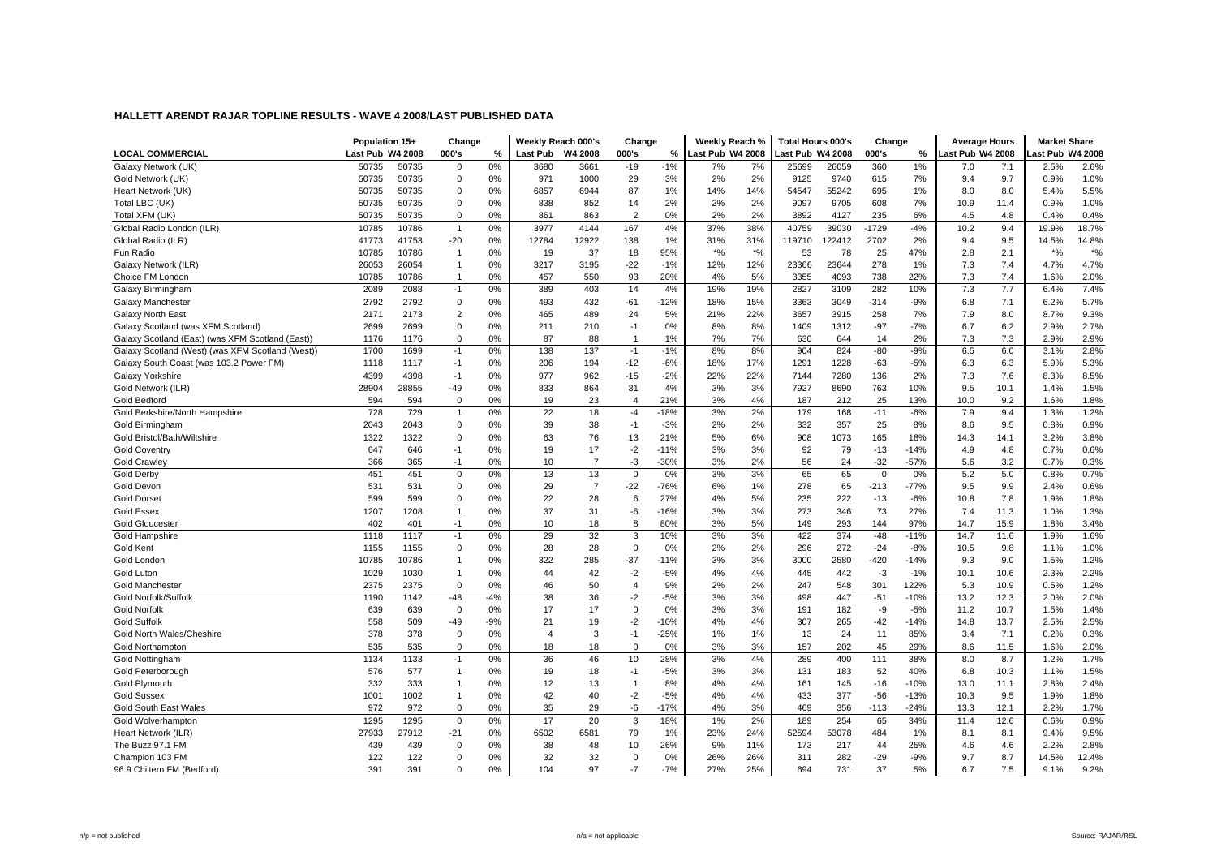## HALLETT ARENDT RAJAR TOPLINE RESULTS - WAVE 4 2008/LAST PUBLISHED DATA

| LOCAL COMMERCIAL | Population 15+ | | Change | | Weekly Reach 000's | | Change | | Weekly Reach % | | Total Hours 000's | | Change | | Average Hours | | Market Share | |
|---|---|---|---|---|---|---|---|---|---|---|---|---|---|---|---|---|---|---|
| | Last Pub | W4 2008 | 000's | % | Last Pub | W4 2008 | 000's | % | Last Pub | W4 2008 | Last Pub | W4 2008 | 000's | % | Last Pub | W4 2008 | Last Pub | W4 2008 |
| Galaxy Network (UK) | 50735 | 50735 | 0 | 0% | 3680 | 3661 | -19 | -1% | 7% | 7% | 25699 | 26059 | 360 | 1% | 7.0 | 7.1 | 2.5% | 2.6% |
| Gold Network (UK) | 50735 | 50735 | 0 | 0% | 971 | 1000 | 29 | 3% | 2% | 2% | 9125 | 9740 | 615 | 7% | 9.4 | 9.7 | 0.9% | 1.0% |
| Heart Network (UK) | 50735 | 50735 | 0 | 0% | 6857 | 6944 | 87 | 1% | 14% | 14% | 54547 | 55242 | 695 | 1% | 8.0 | 8.0 | 5.4% | 5.5% |
| Total LBC (UK) | 50735 | 50735 | 0 | 0% | 838 | 852 | 14 | 2% | 2% | 2% | 9097 | 9705 | 608 | 7% | 10.9 | 11.4 | 0.9% | 1.0% |
| Total XFM (UK) | 50735 | 50735 | 0 | 0% | 861 | 863 | 2 | 0% | 2% | 2% | 3892 | 4127 | 235 | 6% | 4.5 | 4.8 | 0.4% | 0.4% |
| Global Radio London (ILR) | 10785 | 10786 | 1 | 0% | 3977 | 4144 | 167 | 4% | 37% | 38% | 40759 | 39030 | -1729 | -4% | 10.2 | 9.4 | 19.9% | 18.7% |
| Global Radio (ILR) | 41773 | 41753 | -20 | 0% | 12784 | 12922 | 138 | 1% | 31% | 31% | 119710 | 122412 | 2702 | 2% | 9.4 | 9.5 | 14.5% | 14.8% |
| Fun Radio | 10785 | 10786 | 1 | 0% | 19 | 37 | 18 | 95% | *% | *% | 53 | 78 | 25 | 47% | 2.8 | 2.1 | *% | *% |
| Galaxy Network (ILR) | 26053 | 26054 | 1 | 0% | 3217 | 3195 | -22 | -1% | 12% | 12% | 23366 | 23644 | 278 | 1% | 7.3 | 7.4 | 4.7% | 4.7% |
| Choice FM London | 10785 | 10786 | 1 | 0% | 457 | 550 | 93 | 20% | 4% | 5% | 3355 | 4093 | 738 | 22% | 7.3 | 7.4 | 1.6% | 2.0% |
| Galaxy Birmingham | 2089 | 2088 | -1 | 0% | 389 | 403 | 14 | 4% | 19% | 19% | 2827 | 3109 | 282 | 10% | 7.3 | 7.7 | 6.4% | 7.4% |
| Galaxy Manchester | 2792 | 2792 | 0 | 0% | 493 | 432 | -61 | -12% | 18% | 15% | 3363 | 3049 | -314 | -9% | 6.8 | 7.1 | 6.2% | 5.7% |
| Galaxy North East | 2171 | 2173 | 2 | 0% | 465 | 489 | 24 | 5% | 21% | 22% | 3657 | 3915 | 258 | 7% | 7.9 | 8.0 | 8.7% | 9.3% |
| Galaxy Scotland (was XFM Scotland) | 2699 | 2699 | 0 | 0% | 211 | 210 | -1 | 0% | 8% | 8% | 1409 | 1312 | -97 | -7% | 6.7 | 6.2 | 2.9% | 2.7% |
| Galaxy Scotland (East) (was XFM Scotland (East)) | 1176 | 1176 | 0 | 0% | 87 | 88 | 1 | 1% | 7% | 7% | 630 | 644 | 14 | 2% | 7.3 | 7.3 | 2.9% | 2.9% |
| Galaxy Scotland (West) (was XFM Scotland (West)) | 1700 | 1699 | -1 | 0% | 138 | 137 | -1 | -1% | 8% | 8% | 904 | 824 | -80 | -9% | 6.5 | 6.0 | 3.1% | 2.8% |
| Galaxy South Coast (was 103.2 Power FM) | 1118 | 1117 | -1 | 0% | 206 | 194 | -12 | -6% | 18% | 17% | 1291 | 1228 | -63 | -5% | 6.3 | 6.3 | 5.9% | 5.3% |
| Galaxy Yorkshire | 4399 | 4398 | -1 | 0% | 977 | 962 | -15 | -2% | 22% | 22% | 7144 | 7280 | 136 | 2% | 7.3 | 7.6 | 8.3% | 8.5% |
| Gold Network (ILR) | 28904 | 28855 | -49 | 0% | 833 | 864 | 31 | 4% | 3% | 3% | 7927 | 8690 | 763 | 10% | 9.5 | 10.1 | 1.4% | 1.5% |
| Gold Bedford | 594 | 594 | 0 | 0% | 19 | 23 | 4 | 21% | 3% | 4% | 187 | 212 | 25 | 13% | 10.0 | 9.2 | 1.6% | 1.8% |
| Gold Berkshire/North Hampshire | 728 | 729 | 1 | 0% | 22 | 18 | -4 | -18% | 3% | 2% | 179 | 168 | -11 | -6% | 7.9 | 9.4 | 1.3% | 1.2% |
| Gold Birmingham | 2043 | 2043 | 0 | 0% | 39 | 38 | -1 | -3% | 2% | 2% | 332 | 357 | 25 | 8% | 8.6 | 9.5 | 0.8% | 0.9% |
| Gold Bristol/Bath/Wiltshire | 1322 | 1322 | 0 | 0% | 63 | 76 | 13 | 21% | 5% | 6% | 908 | 1073 | 165 | 18% | 14.3 | 14.1 | 3.2% | 3.8% |
| Gold Coventry | 647 | 646 | -1 | 0% | 19 | 17 | -2 | -11% | 3% | 3% | 92 | 79 | -13 | -14% | 4.9 | 4.8 | 0.7% | 0.6% |
| Gold Crawley | 366 | 365 | -1 | 0% | 10 | 7 | -3 | -30% | 3% | 2% | 56 | 24 | -32 | -57% | 5.6 | 3.2 | 0.7% | 0.3% |
| Gold Derby | 451 | 451 | 0 | 0% | 13 | 13 | 0 | 0% | 3% | 3% | 65 | 65 | 0 | 0% | 5.2 | 5.0 | 0.8% | 0.7% |
| Gold Devon | 531 | 531 | 0 | 0% | 29 | 7 | -22 | -76% | 6% | 1% | 278 | 65 | -213 | -77% | 9.5 | 9.9 | 2.4% | 0.6% |
| Gold Dorset | 599 | 599 | 0 | 0% | 22 | 28 | 6 | 27% | 4% | 5% | 235 | 222 | -13 | -6% | 10.8 | 7.8 | 1.9% | 1.8% |
| Gold Essex | 1207 | 1208 | 1 | 0% | 37 | 31 | -6 | -16% | 3% | 3% | 273 | 346 | 73 | 27% | 7.4 | 11.3 | 1.0% | 1.3% |
| Gold Gloucester | 402 | 401 | -1 | 0% | 10 | 18 | 8 | 80% | 3% | 5% | 149 | 293 | 144 | 97% | 14.7 | 15.9 | 1.8% | 3.4% |
| Gold Hampshire | 1118 | 1117 | -1 | 0% | 29 | 32 | 3 | 10% | 3% | 3% | 422 | 374 | -48 | -11% | 14.7 | 11.6 | 1.9% | 1.6% |
| Gold Kent | 1155 | 1155 | 0 | 0% | 28 | 28 | 0 | 0% | 2% | 2% | 296 | 272 | -24 | -8% | 10.5 | 9.8 | 1.1% | 1.0% |
| Gold London | 10785 | 10786 | 1 | 0% | 322 | 285 | -37 | -11% | 3% | 3% | 3000 | 2580 | -420 | -14% | 9.3 | 9.0 | 1.5% | 1.2% |
| Gold Luton | 1029 | 1030 | 1 | 0% | 44 | 42 | -2 | -5% | 4% | 4% | 445 | 442 | -3 | -1% | 10.1 | 10.6 | 2.3% | 2.2% |
| Gold Manchester | 2375 | 2375 | 0 | 0% | 46 | 50 | 4 | 9% | 2% | 2% | 247 | 548 | 301 | 122% | 5.3 | 10.9 | 0.5% | 1.2% |
| Gold Norfolk/Suffolk | 1190 | 1142 | -48 | -4% | 38 | 36 | -2 | -5% | 3% | 3% | 498 | 447 | -51 | -10% | 13.2 | 12.3 | 2.0% | 2.0% |
| Gold Norfolk | 639 | 639 | 0 | 0% | 17 | 17 | 0 | 0% | 3% | 3% | 191 | 182 | -9 | -5% | 11.2 | 10.7 | 1.5% | 1.4% |
| Gold Suffolk | 558 | 509 | -49 | -9% | 21 | 19 | -2 | -10% | 4% | 4% | 307 | 265 | -42 | -14% | 14.8 | 13.7 | 2.5% | 2.5% |
| Gold North Wales/Cheshire | 378 | 378 | 0 | 0% | 4 | 3 | -1 | -25% | 1% | 1% | 13 | 24 | 11 | 85% | 3.4 | 7.1 | 0.2% | 0.3% |
| Gold Northampton | 535 | 535 | 0 | 0% | 18 | 18 | 0 | 0% | 3% | 3% | 157 | 202 | 45 | 29% | 8.6 | 11.5 | 1.6% | 2.0% |
| Gold Nottingham | 1134 | 1133 | -1 | 0% | 36 | 46 | 10 | 28% | 3% | 4% | 289 | 400 | 111 | 38% | 8.0 | 8.7 | 1.2% | 1.7% |
| Gold Peterborough | 576 | 577 | 1 | 0% | 19 | 18 | -1 | -5% | 3% | 3% | 131 | 183 | 52 | 40% | 6.8 | 10.3 | 1.1% | 1.5% |
| Gold Plymouth | 332 | 333 | 1 | 0% | 12 | 13 | 1 | 8% | 4% | 4% | 161 | 145 | -16 | -10% | 13.0 | 11.1 | 2.8% | 2.4% |
| Gold Sussex | 1001 | 1002 | 1 | 0% | 42 | 40 | -2 | -5% | 4% | 4% | 433 | 377 | -56 | -13% | 10.3 | 9.5 | 1.9% | 1.8% |
| Gold South East Wales | 972 | 972 | 0 | 0% | 35 | 29 | -6 | -17% | 4% | 3% | 469 | 356 | -113 | -24% | 13.3 | 12.1 | 2.2% | 1.7% |
| Gold Wolverhampton | 1295 | 1295 | 0 | 0% | 17 | 20 | 3 | 18% | 1% | 2% | 189 | 254 | 65 | 34% | 11.4 | 12.6 | 0.6% | 0.9% |
| Heart Network (ILR) | 27933 | 27912 | -21 | 0% | 6502 | 6581 | 79 | 1% | 23% | 24% | 52594 | 53078 | 484 | 1% | 8.1 | 8.1 | 9.4% | 9.5% |
| The Buzz 97.1 FM | 439 | 439 | 0 | 0% | 38 | 48 | 10 | 26% | 9% | 11% | 173 | 217 | 44 | 25% | 4.6 | 4.6 | 2.2% | 2.8% |
| Champion 103 FM | 122 | 122 | 0 | 0% | 32 | 32 | 0 | 0% | 26% | 26% | 311 | 282 | -29 | -9% | 9.7 | 8.7 | 14.5% | 12.4% |
| 96.9 Chiltern FM (Bedford) | 391 | 391 | 0 | 0% | 104 | 97 | -7 | -7% | 27% | 25% | 694 | 731 | 37 | 5% | 6.7 | 7.5 | 9.1% | 9.2% |

n/p = not published n/a = not applicable Source: RAJAR/RSL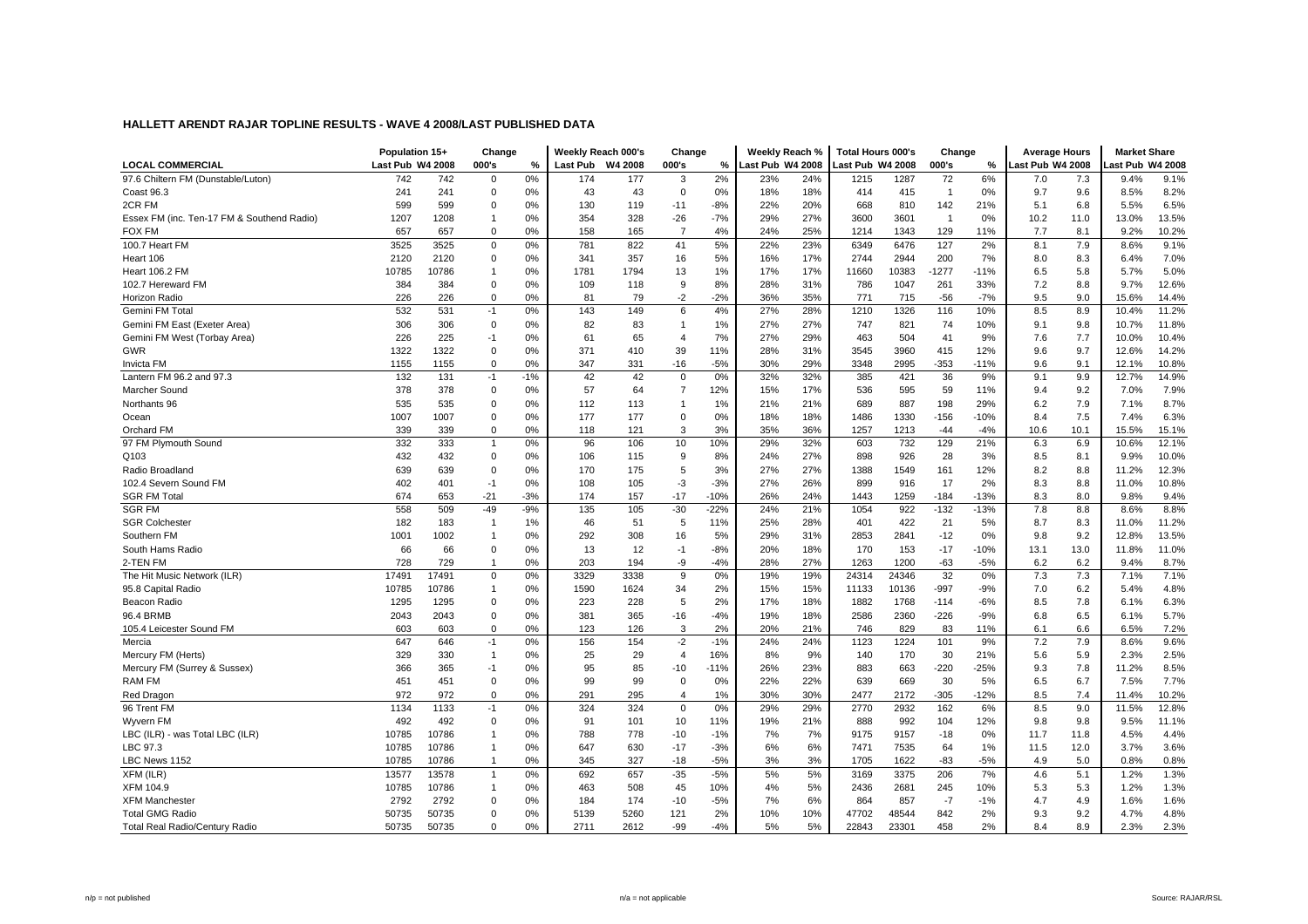## HALLETT ARENDT RAJAR TOPLINE RESULTS - WAVE 4 2008/LAST PUBLISHED DATA

| LOCAL COMMERCIAL | Population 15+ | | Change | | Weekly Reach 000's | | Change | | Weekly Reach % | | Total Hours 000's | | Change | | Average Hours | | Market Share | |
|---|---|---|---|---|---|---|---|---|---|---|---|---|---|---|---|---|---|---|
| | Last Pub | W4 2008 | 000's | % | Last Pub | W4 2008 | 000's | % | Last Pub | W4 2008 | Last Pub | W4 2008 | 000's | % | Last Pub | W4 2008 | Last Pub | W4 2008 |
| 97.6 Chiltern FM (Dunstable/Luton) | 742 | 742 | 0 | 0% | 174 | 177 | 3 | 2% | 23% | 24% | 1215 | 1287 | 72 | 6% | 7.0 | 7.3 | 9.4% | 9.1% |
| Coast 96.3 | 241 | 241 | 0 | 0% | 43 | 43 | 0 | 0% | 18% | 18% | 414 | 415 | 1 | 0% | 9.7 | 9.6 | 8.5% | 8.2% |
| 2CR FM | 599 | 599 | 0 | 0% | 130 | 119 | -11 | -8% | 22% | 20% | 668 | 810 | 142 | 21% | 5.1 | 6.8 | 5.5% | 6.5% |
| Essex FM (inc. Ten-17 FM & Southend Radio) | 1207 | 1208 | 1 | 0% | 354 | 328 | -26 | -7% | 29% | 27% | 3600 | 3601 | 1 | 0% | 10.2 | 11.0 | 13.0% | 13.5% |
| FOX FM | 657 | 657 | 0 | 0% | 158 | 165 | 7 | 4% | 24% | 25% | 1214 | 1343 | 129 | 11% | 7.7 | 8.1 | 9.2% | 10.2% |
| 100.7 Heart FM | 3525 | 3525 | 0 | 0% | 781 | 822 | 41 | 5% | 22% | 23% | 6349 | 6476 | 127 | 2% | 8.1 | 7.9 | 8.6% | 9.1% |
| Heart 106 | 2120 | 2120 | 0 | 0% | 341 | 357 | 16 | 5% | 16% | 17% | 2744 | 2944 | 200 | 7% | 8.0 | 8.3 | 6.4% | 7.0% |
| Heart 106.2 FM | 10785 | 10786 | 1 | 0% | 1781 | 1794 | 13 | 1% | 17% | 17% | 11660 | 10383 | -1277 | -11% | 6.5 | 5.8 | 5.7% | 5.0% |
| 102.7 Hereward FM | 384 | 384 | 0 | 0% | 109 | 118 | 9 | 8% | 28% | 31% | 786 | 1047 | 261 | 33% | 7.2 | 8.8 | 9.7% | 12.6% |
| Horizon Radio | 226 | 226 | 0 | 0% | 81 | 79 | -2 | -2% | 36% | 35% | 771 | 715 | -56 | -7% | 9.5 | 9.0 | 15.6% | 14.4% |
| Gemini FM Total | 532 | 531 | -1 | 0% | 143 | 149 | 6 | 4% | 27% | 28% | 1210 | 1326 | 116 | 10% | 8.5 | 8.9 | 10.4% | 11.2% |
| Gemini FM East (Exeter Area) | 306 | 306 | 0 | 0% | 82 | 83 | 1 | 1% | 27% | 27% | 747 | 821 | 74 | 10% | 9.1 | 9.8 | 10.7% | 11.8% |
| Gemini FM West (Torbay Area) | 226 | 225 | -1 | 0% | 61 | 65 | 4 | 7% | 27% | 29% | 463 | 504 | 41 | 9% | 7.6 | 7.7 | 10.0% | 10.4% |
| GWR | 1322 | 1322 | 0 | 0% | 371 | 410 | 39 | 11% | 28% | 31% | 3545 | 3960 | 415 | 12% | 9.6 | 9.7 | 12.6% | 14.2% |
| Invicta FM | 1155 | 1155 | 0 | 0% | 347 | 331 | -16 | -5% | 30% | 29% | 3348 | 2995 | -353 | -11% | 9.6 | 9.1 | 12.1% | 10.8% |
| Lantern FM 96.2 and 97.3 | 132 | 131 | -1 | -1% | 42 | 42 | 0 | 0% | 32% | 32% | 385 | 421 | 36 | 9% | 9.1 | 9.9 | 12.7% | 14.9% |
| Marcher Sound | 378 | 378 | 0 | 0% | 57 | 64 | 7 | 12% | 15% | 17% | 536 | 595 | 59 | 11% | 9.4 | 9.2 | 7.0% | 7.9% |
| Northants 96 | 535 | 535 | 0 | 0% | 112 | 113 | 1 | 1% | 21% | 21% | 689 | 887 | 198 | 29% | 6.2 | 7.9 | 7.1% | 8.7% |
| Ocean | 1007 | 1007 | 0 | 0% | 177 | 177 | 0 | 0% | 18% | 18% | 1486 | 1330 | -156 | -10% | 8.4 | 7.5 | 7.4% | 6.3% |
| Orchard FM | 339 | 339 | 0 | 0% | 118 | 121 | 3 | 3% | 35% | 36% | 1257 | 1213 | -44 | -4% | 10.6 | 10.1 | 15.5% | 15.1% |
| 97 FM Plymouth Sound | 332 | 333 | 1 | 0% | 96 | 106 | 10 | 10% | 29% | 32% | 603 | 732 | 129 | 21% | 6.3 | 6.9 | 10.6% | 12.1% |
| Q103 | 432 | 432 | 0 | 0% | 106 | 115 | 9 | 8% | 24% | 27% | 898 | 926 | 28 | 3% | 8.5 | 8.1 | 9.9% | 10.0% |
| Radio Broadland | 639 | 639 | 0 | 0% | 170 | 175 | 5 | 3% | 27% | 27% | 1388 | 1549 | 161 | 12% | 8.2 | 8.8 | 11.2% | 12.3% |
| 102.4 Severn Sound FM | 402 | 401 | -1 | 0% | 108 | 105 | -3 | -3% | 27% | 26% | 899 | 916 | 17 | 2% | 8.3 | 8.8 | 11.0% | 10.8% |
| SGR FM Total | 674 | 653 | -21 | -3% | 174 | 157 | -17 | -10% | 26% | 24% | 1443 | 1259 | -184 | -13% | 8.3 | 8.0 | 9.8% | 9.4% |
| SGR FM | 558 | 509 | -49 | -9% | 135 | 105 | -30 | -22% | 24% | 21% | 1054 | 922 | -132 | -13% | 7.8 | 8.8 | 8.6% | 8.8% |
| SGR Colchester | 182 | 183 | 1 | 1% | 46 | 51 | 5 | 11% | 25% | 28% | 401 | 422 | 21 | 5% | 8.7 | 8.3 | 11.0% | 11.2% |
| Southern FM | 1001 | 1002 | 1 | 0% | 292 | 308 | 16 | 5% | 29% | 31% | 2853 | 2841 | -12 | 0% | 9.8 | 9.2 | 12.8% | 13.5% |
| South Hams Radio | 66 | 66 | 0 | 0% | 13 | 12 | -1 | -8% | 20% | 18% | 170 | 153 | -17 | -10% | 13.1 | 13.0 | 11.8% | 11.0% |
| 2-TEN FM | 728 | 729 | 1 | 0% | 203 | 194 | -9 | -4% | 28% | 27% | 1263 | 1200 | -63 | -5% | 6.2 | 6.2 | 9.4% | 8.7% |
| The Hit Music Network (ILR) | 17491 | 17491 | 0 | 0% | 3329 | 3338 | 9 | 0% | 19% | 19% | 24314 | 24346 | 32 | 0% | 7.3 | 7.3 | 7.1% | 7.1% |
| 95.8 Capital Radio | 10785 | 10786 | 1 | 0% | 1590 | 1624 | 34 | 2% | 15% | 15% | 11133 | 10136 | -997 | -9% | 7.0 | 6.2 | 5.4% | 4.8% |
| Beacon Radio | 1295 | 1295 | 0 | 0% | 223 | 228 | 5 | 2% | 17% | 18% | 1882 | 1768 | -114 | -6% | 8.5 | 7.8 | 6.1% | 6.3% |
| 96.4 BRMB | 2043 | 2043 | 0 | 0% | 381 | 365 | -16 | -4% | 19% | 18% | 2586 | 2360 | -226 | -9% | 6.8 | 6.5 | 6.1% | 5.7% |
| 105.4 Leicester Sound FM | 603 | 603 | 0 | 0% | 123 | 126 | 3 | 2% | 20% | 21% | 746 | 829 | 83 | 11% | 6.1 | 6.6 | 6.5% | 7.2% |
| Mercia | 647 | 646 | -1 | 0% | 156 | 154 | -2 | -1% | 24% | 24% | 1123 | 1224 | 101 | 9% | 7.2 | 7.9 | 8.6% | 9.6% |
| Mercury FM (Herts) | 329 | 330 | 1 | 0% | 25 | 29 | 4 | 16% | 8% | 9% | 140 | 170 | 30 | 21% | 5.6 | 5.9 | 2.3% | 2.5% |
| Mercury FM (Surrey & Sussex) | 366 | 365 | -1 | 0% | 95 | 85 | -10 | -11% | 26% | 23% | 883 | 663 | -220 | -25% | 9.3 | 7.8 | 11.2% | 8.5% |
| RAM FM | 451 | 451 | 0 | 0% | 99 | 99 | 0 | 0% | 22% | 22% | 639 | 669 | 30 | 5% | 6.5 | 6.7 | 7.5% | 7.7% |
| Red Dragon | 972 | 972 | 0 | 0% | 291 | 295 | 4 | 1% | 30% | 30% | 2477 | 2172 | -305 | -12% | 8.5 | 7.4 | 11.4% | 10.2% |
| 96 Trent FM | 1134 | 1133 | -1 | 0% | 324 | 324 | 0 | 0% | 29% | 29% | 2770 | 2932 | 162 | 6% | 8.5 | 9.0 | 11.5% | 12.8% |
| Wyvern FM | 492 | 492 | 0 | 0% | 91 | 101 | 10 | 11% | 19% | 21% | 888 | 992 | 104 | 12% | 9.8 | 9.8 | 9.5% | 11.1% |
| LBC (ILR) - was Total LBC (ILR) | 10785 | 10786 | 1 | 0% | 788 | 778 | -10 | -1% | 7% | 7% | 9175 | 9157 | -18 | 0% | 11.7 | 11.8 | 4.5% | 4.4% |
| LBC 97.3 | 10785 | 10786 | 1 | 0% | 647 | 630 | -17 | -3% | 6% | 6% | 7471 | 7535 | 64 | 1% | 11.5 | 12.0 | 3.7% | 3.6% |
| LBC News 1152 | 10785 | 10786 | 1 | 0% | 345 | 327 | -18 | -5% | 3% | 3% | 1705 | 1622 | -83 | -5% | 4.9 | 5.0 | 0.8% | 0.8% |
| XFM (ILR) | 13577 | 13578 | 1 | 0% | 692 | 657 | -35 | -5% | 5% | 5% | 3169 | 3375 | 206 | 7% | 4.6 | 5.1 | 1.2% | 1.3% |
| XFM 104.9 | 10785 | 10786 | 1 | 0% | 463 | 508 | 45 | 10% | 4% | 5% | 2436 | 2681 | 245 | 10% | 5.3 | 5.3 | 1.2% | 1.3% |
| XFM Manchester | 2792 | 2792 | 0 | 0% | 184 | 174 | -10 | -5% | 7% | 6% | 864 | 857 | -7 | -1% | 4.7 | 4.9 | 1.6% | 1.6% |
| Total GMG Radio | 50735 | 50735 | 0 | 0% | 5139 | 5260 | 121 | 2% | 10% | 10% | 47702 | 48544 | 842 | 2% | 9.3 | 9.2 | 4.7% | 4.8% |
| Total Real Radio/Century Radio | 50735 | 50735 | 0 | 0% | 2711 | 2612 | -99 | -4% | 5% | 5% | 22843 | 23301 | 458 | 2% | 8.4 | 8.9 | 2.3% | 2.3% |

n/p = not published | n/a = not applicable | Source: RAJAR/RSL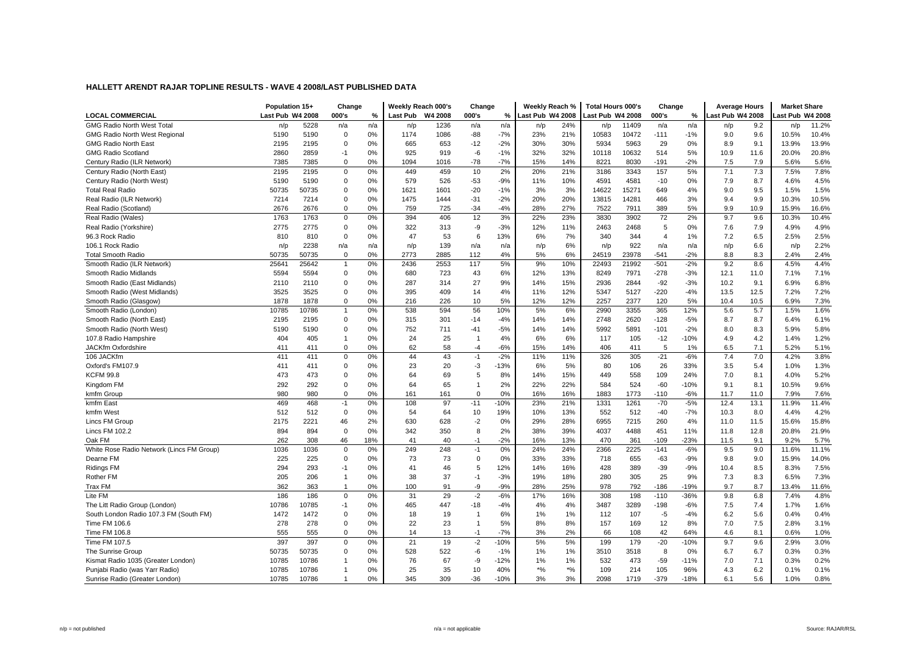## HALLETT ARENDT RAJAR TOPLINE RESULTS - WAVE 4 2008/LAST PUBLISHED DATA

| LOCAL COMMERCIAL | Population 15+ | | Change | | Weekly Reach 000's | | Change | | Weekly Reach % | | Total Hours 000's | | Change | | Average Hours | | Market Share | |
|---|---|---|---|---|---|---|---|---|---|---|---|---|---|---|---|---|---|---|
| | Last Pub | W4 2008 | 000's | % | Last Pub | W4 2008 | 000's | % | Last Pub | W4 2008 | Last Pub | W4 2008 | 000's | % | Last Pub | W4 2008 | Last Pub | W4 2008 |
| GMG Radio North West Total | n/p | 5228 | n/a | n/a | n/p | 1236 | n/a | n/a | n/p | 24% | n/p | 11409 | n/a | n/a | n/p | 9.2 | n/p | 11.2% |
| GMG Radio North West Regional | 5190 | 5190 | 0 | 0% | 1174 | 1086 | -88 | -7% | 23% | 21% | 10583 | 10472 | -111 | -1% | 9.0 | 9.6 | 10.5% | 10.4% |
| GMG Radio North East | 2195 | 2195 | 0 | 0% | 665 | 653 | -12 | -2% | 30% | 30% | 5934 | 5963 | 29 | 0% | 8.9 | 9.1 | 13.9% | 13.9% |
| GMG Radio Scotland | 2860 | 2859 | -1 | 0% | 925 | 919 | -6 | -1% | 32% | 32% | 10118 | 10632 | 514 | 5% | 10.9 | 11.6 | 20.0% | 20.8% |
| Century Radio (ILR Network) | 7385 | 7385 | 0 | 0% | 1094 | 1016 | -78 | -7% | 15% | 14% | 8221 | 8030 | -191 | -2% | 7.5 | 7.9 | 5.6% | 5.6% |
| Century Radio (North East) | 2195 | 2195 | 0 | 0% | 449 | 459 | 10 | 2% | 20% | 21% | 3186 | 3343 | 157 | 5% | 7.1 | 7.3 | 7.5% | 7.8% |
| Century Radio (North West) | 5190 | 5190 | 0 | 0% | 579 | 526 | -53 | -9% | 11% | 10% | 4591 | 4581 | -10 | 0% | 7.9 | 8.7 | 4.6% | 4.5% |
| Total Real Radio | 50735 | 50735 | 0 | 0% | 1621 | 1601 | -20 | -1% | 3% | 3% | 14622 | 15271 | 649 | 4% | 9.0 | 9.5 | 1.5% | 1.5% |
| Real Radio (ILR Network) | 7214 | 7214 | 0 | 0% | 1475 | 1444 | -31 | -2% | 20% | 20% | 13815 | 14281 | 466 | 3% | 9.4 | 9.9 | 10.3% | 10.5% |
| Real Radio (Scotland) | 2676 | 2676 | 0 | 0% | 759 | 725 | -34 | -4% | 28% | 27% | 7522 | 7911 | 389 | 5% | 9.9 | 10.9 | 15.9% | 16.6% |
| Real Radio (Wales) | 1763 | 1763 | 0 | 0% | 394 | 406 | 12 | 3% | 22% | 23% | 3830 | 3902 | 72 | 2% | 9.7 | 9.6 | 10.3% | 10.4% |
| Real Radio (Yorkshire) | 2775 | 2775 | 0 | 0% | 322 | 313 | -9 | -3% | 12% | 11% | 2463 | 2468 | 5 | 0% | 7.6 | 7.9 | 4.9% | 4.9% |
| 96.3 Rock Radio | 810 | 810 | 0 | 0% | 47 | 53 | 6 | 13% | 6% | 7% | 340 | 344 | 4 | 1% | 7.2 | 6.5 | 2.5% | 2.5% |
| 106.1 Rock Radio | n/p | 2238 | n/a | n/a | n/p | 139 | n/a | n/a | n/p | 6% | n/p | 922 | n/a | n/a | n/p | 6.6 | n/p | 2.2% |
| Total Smooth Radio | 50735 | 50735 | 0 | 0% | 2773 | 2885 | 112 | 4% | 5% | 6% | 24519 | 23978 | -541 | -2% | 8.8 | 8.3 | 2.4% | 2.4% |
| Smooth Radio (ILR Network) | 25641 | 25642 | 1 | 0% | 2436 | 2553 | 117 | 5% | 9% | 10% | 22493 | 21992 | -501 | -2% | 9.2 | 8.6 | 4.5% | 4.4% |
| Smooth Radio Midlands | 5594 | 5594 | 0 | 0% | 680 | 723 | 43 | 6% | 12% | 13% | 8249 | 7971 | -278 | -3% | 12.1 | 11.0 | 7.1% | 7.1% |
| Smooth Radio (East Midlands) | 2110 | 2110 | 0 | 0% | 287 | 314 | 27 | 9% | 14% | 15% | 2936 | 2844 | -92 | -3% | 10.2 | 9.1 | 6.9% | 6.8% |
| Smooth Radio (West Midlands) | 3525 | 3525 | 0 | 0% | 395 | 409 | 14 | 4% | 11% | 12% | 5347 | 5127 | -220 | -4% | 13.5 | 12.5 | 7.2% | 7.2% |
| Smooth Radio (Glasgow) | 1878 | 1878 | 0 | 0% | 216 | 226 | 10 | 5% | 12% | 12% | 2257 | 2377 | 120 | 5% | 10.4 | 10.5 | 6.9% | 7.3% |
| Smooth Radio (London) | 10785 | 10786 | 1 | 0% | 538 | 594 | 56 | 10% | 5% | 6% | 2990 | 3355 | 365 | 12% | 5.6 | 5.7 | 1.5% | 1.6% |
| Smooth Radio (North East) | 2195 | 2195 | 0 | 0% | 315 | 301 | -14 | -4% | 14% | 14% | 2748 | 2620 | -128 | -5% | 8.7 | 8.7 | 6.4% | 6.1% |
| Smooth Radio (North West) | 5190 | 5190 | 0 | 0% | 752 | 711 | -41 | -5% | 14% | 14% | 5992 | 5891 | -101 | -2% | 8.0 | 8.3 | 5.9% | 5.8% |
| 107.8 Radio Hampshire | 404 | 405 | 1 | 0% | 24 | 25 | 1 | 4% | 6% | 6% | 117 | 105 | -12 | -10% | 4.9 | 4.2 | 1.4% | 1.2% |
| JACKfm Oxfordshire | 411 | 411 | 0 | 0% | 62 | 58 | -4 | -6% | 15% | 14% | 406 | 411 | 5 | 1% | 6.5 | 7.1 | 5.2% | 5.1% |
| 106 JACKfm | 411 | 411 | 0 | 0% | 44 | 43 | -1 | -2% | 11% | 11% | 326 | 305 | -21 | -6% | 7.4 | 7.0 | 4.2% | 3.8% |
| Oxford's FM107.9 | 411 | 411 | 0 | 0% | 23 | 20 | -3 | -13% | 6% | 5% | 80 | 106 | 26 | 33% | 3.5 | 5.4 | 1.0% | 1.3% |
| KCFM 99.8 | 473 | 473 | 0 | 0% | 64 | 69 | 5 | 8% | 14% | 15% | 449 | 558 | 109 | 24% | 7.0 | 8.1 | 4.0% | 5.2% |
| Kingdom FM | 292 | 292 | 0 | 0% | 64 | 65 | 1 | 2% | 22% | 22% | 584 | 524 | -60 | -10% | 9.1 | 8.1 | 10.5% | 9.6% |
| kmfm Group | 980 | 980 | 0 | 0% | 161 | 161 | 0 | 0% | 16% | 16% | 1883 | 1773 | -110 | -6% | 11.7 | 11.0 | 7.9% | 7.6% |
| kmfm East | 469 | 468 | -1 | 0% | 108 | 97 | -11 | -10% | 23% | 21% | 1331 | 1261 | -70 | -5% | 12.4 | 13.1 | 11.9% | 11.4% |
| kmfm West | 512 | 512 | 0 | 0% | 54 | 64 | 10 | 19% | 10% | 13% | 552 | 512 | -40 | -7% | 10.3 | 8.0 | 4.4% | 4.2% |
| Lincs FM Group | 2175 | 2221 | 46 | 2% | 630 | 628 | -2 | 0% | 29% | 28% | 6955 | 7215 | 260 | 4% | 11.0 | 11.5 | 15.6% | 15.8% |
| Lincs FM 102.2 | 894 | 894 | 0 | 0% | 342 | 350 | 8 | 2% | 38% | 39% | 4037 | 4488 | 451 | 11% | 11.8 | 12.8 | 20.8% | 21.9% |
| Oak FM | 262 | 308 | 46 | 18% | 41 | 40 | -1 | -2% | 16% | 13% | 470 | 361 | -109 | -23% | 11.5 | 9.1 | 9.2% | 5.7% |
| White Rose Radio Network (Lincs FM Group) | 1036 | 1036 | 0 | 0% | 249 | 248 | -1 | 0% | 24% | 24% | 2366 | 2225 | -141 | -6% | 9.5 | 9.0 | 11.6% | 11.1% |
| Dearne FM | 225 | 225 | 0 | 0% | 73 | 73 | 0 | 0% | 33% | 33% | 718 | 655 | -63 | -9% | 9.8 | 9.0 | 15.9% | 14.0% |
| Ridings FM | 294 | 293 | -1 | 0% | 41 | 46 | 5 | 12% | 14% | 16% | 428 | 389 | -39 | -9% | 10.4 | 8.5 | 8.3% | 7.5% |
| Rother FM | 205 | 206 | 1 | 0% | 38 | 37 | -1 | -3% | 19% | 18% | 280 | 305 | 25 | 9% | 7.3 | 8.3 | 6.5% | 7.3% |
| Trax FM | 362 | 363 | 1 | 0% | 100 | 91 | -9 | -9% | 28% | 25% | 978 | 792 | -186 | -19% | 9.7 | 8.7 | 13.4% | 11.6% |
| Lite FM | 186 | 186 | 0 | 0% | 31 | 29 | -2 | -6% | 17% | 16% | 308 | 198 | -110 | -36% | 9.8 | 6.8 | 7.4% | 4.8% |
| The Litt Radio Group (London) | 10786 | 10785 | -1 | 0% | 465 | 447 | -18 | -4% | 4% | 4% | 3487 | 3289 | -198 | -6% | 7.5 | 7.4 | 1.7% | 1.6% |
| South London Radio 107.3 FM (South FM) | 1472 | 1472 | 0 | 0% | 18 | 19 | 1 | 6% | 1% | 1% | 112 | 107 | -5 | -4% | 6.2 | 5.6 | 0.4% | 0.4% |
| Time FM 106.6 | 278 | 278 | 0 | 0% | 22 | 23 | 1 | 5% | 8% | 8% | 157 | 169 | 12 | 8% | 7.0 | 7.5 | 2.8% | 3.1% |
| Time FM 106.8 | 555 | 555 | 0 | 0% | 14 | 13 | -1 | -7% | 3% | 2% | 66 | 108 | 42 | 64% | 4.6 | 8.1 | 0.6% | 1.0% |
| Time FM 107.5 | 397 | 397 | 0 | 0% | 21 | 19 | -2 | -10% | 5% | 5% | 199 | 179 | -20 | -10% | 9.7 | 9.6 | 2.9% | 3.0% |
| The Sunrise Group | 50735 | 50735 | 0 | 0% | 528 | 522 | -6 | -1% | 1% | 1% | 3510 | 3518 | 8 | 0% | 6.7 | 6.7 | 0.3% | 0.3% |
| Kismat Radio 1035 (Greater London) | 10785 | 10786 | 1 | 0% | 76 | 67 | -9 | -12% | 1% | 1% | 532 | 473 | -59 | -11% | 7.0 | 7.1 | 0.3% | 0.2% |
| Punjabi Radio (was Yarr Radio) | 10785 | 10786 | 1 | 0% | 25 | 35 | 10 | 40% | *% | *% | 109 | 214 | 105 | 96% | 4.3 | 6.2 | 0.1% | 0.1% |
| Sunrise Radio (Greater London) | 10785 | 10786 | 1 | 0% | 345 | 309 | -36 | -10% | 3% | 3% | 2098 | 1719 | -379 | -18% | 6.1 | 5.6 | 1.0% | 0.8% |

n/p = not published    n/a = not applicable    Source: RAJAR/RSL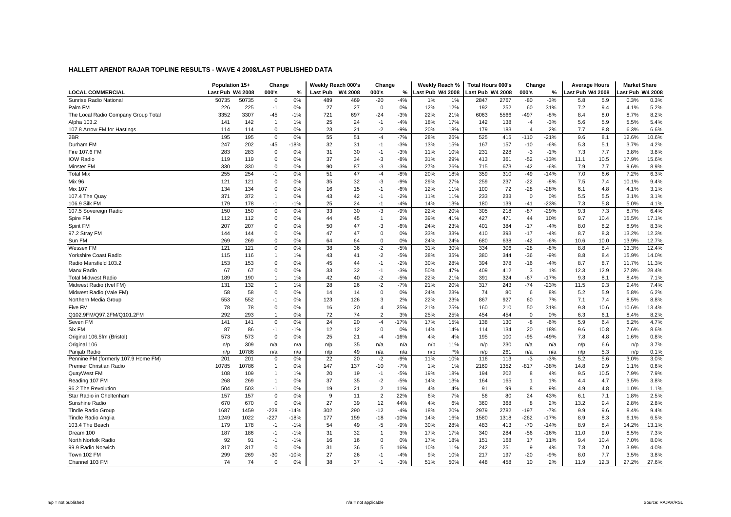## HALLETT ARENDT RAJAR TOPLINE RESULTS - WAVE 4 2008/LAST PUBLISHED DATA

| LOCAL COMMERCIAL | Population 15+ | | Change | | Weekly Reach 000's | | Change | | Weekly Reach % | | Total Hours 000's | | Change | | Average Hours | | Market Share | |
|---|---|---|---|---|---|---|---|---|---|---|---|---|---|---|---|---|---|---|
| | Last Pub | W4 2008 | 000's | % | Last Pub | W4 2008 | 000's | % | Last Pub | W4 2008 | Last Pub | W4 2008 | 000's | % | Last Pub | W4 2008 | Last Pub | W4 2008 |
| Sunrise Radio National | 50735 | 50735 | 0 | 0% | 489 | 469 | -20 | -4% | 1% | 1% | 2847 | 2767 | -80 | -3% | 5.8 | 5.9 | 0.3% | 0.3% |
| Palm FM | 226 | 225 | -1 | 0% | 27 | 27 | 0 | 0% | 12% | 12% | 192 | 252 | 60 | 31% | 7.2 | 9.4 | 4.1% | 5.2% |
| The Local Radio Company Group Total | 3352 | 3307 | -45 | -1% | 721 | 697 | -24 | -3% | 22% | 21% | 6063 | 5566 | -497 | -8% | 8.4 | 8.0 | 8.7% | 8.2% |
| Alpha 103.2 | 141 | 142 | 1 | 1% | 25 | 24 | -1 | -4% | 18% | 17% | 142 | 138 | -4 | -3% | 5.6 | 5.9 | 5.5% | 5.4% |
| 107.8 Arrow FM for Hastings | 114 | 114 | 0 | 0% | 23 | 21 | -2 | -9% | 20% | 18% | 179 | 183 | 4 | 2% | 7.7 | 8.8 | 6.3% | 6.6% |
| 2BR | 195 | 195 | 0 | 0% | 55 | 51 | -4 | -7% | 28% | 26% | 525 | 415 | -110 | -21% | 9.6 | 8.1 | 12.6% | 10.6% |
| Durham FM | 247 | 202 | -45 | -18% | 32 | 31 | -1 | -3% | 13% | 15% | 167 | 157 | -10 | -6% | 5.3 | 5.1 | 3.7% | 4.2% |
| Fire 107.6 FM | 283 | 283 | 0 | 0% | 31 | 30 | -1 | -3% | 11% | 10% | 231 | 228 | -3 | -1% | 7.3 | 7.7 | 3.8% | 3.8% |
| IOW Radio | 119 | 119 | 0 | 0% | 37 | 34 | -3 | -8% | 31% | 29% | 413 | 361 | -52 | -13% | 11.1 | 10.5 | 17.9% | 15.6% |
| Minster FM | 330 | 330 | 0 | 0% | 90 | 87 | -3 | -3% | 27% | 26% | 715 | 673 | -42 | -6% | 7.9 | 7.7 | 9.6% | 8.9% |
| Total Mix | 255 | 254 | -1 | 0% | 51 | 47 | -4 | -8% | 20% | 18% | 359 | 310 | -49 | -14% | 7.0 | 6.6 | 7.2% | 6.3% |
| Mix 96 | 121 | 121 | 0 | 0% | 35 | 32 | -3 | -9% | 29% | 27% | 259 | 237 | -22 | -8% | 7.5 | 7.4 | 10.1% | 9.4% |
| Mix 107 | 134 | 134 | 0 | 0% | 16 | 15 | -1 | -6% | 12% | 11% | 100 | 72 | -28 | -28% | 6.1 | 4.8 | 4.1% | 3.1% |
| 107.4 The Quay | 371 | 372 | 1 | 0% | 43 | 42 | -1 | -2% | 11% | 11% | 233 | 233 | 0 | 0% | 5.5 | 5.5 | 3.1% | 3.1% |
| 106.9 Silk FM | 179 | 178 | -1 | -1% | 25 | 24 | -1 | -4% | 14% | 13% | 180 | 139 | -41 | -23% | 7.3 | 5.8 | 5.0% | 4.1% |
| 107.5 Sovereign Radio | 150 | 150 | 0 | 0% | 33 | 30 | -3 | -9% | 22% | 20% | 305 | 218 | -87 | -29% | 9.3 | 7.3 | 8.7% | 6.4% |
| Spire FM | 112 | 112 | 0 | 0% | 44 | 45 | 1 | 2% | 39% | 41% | 427 | 471 | 44 | 10% | 9.7 | 10.4 | 15.5% | 17.1% |
| Spirit FM | 207 | 207 | 0 | 0% | 50 | 47 | -3 | -6% | 24% | 23% | 401 | 384 | -17 | -4% | 8.0 | 8.2 | 8.9% | 8.3% |
| 97.2 Stray FM | 144 | 144 | 0 | 0% | 47 | 47 | 0 | 0% | 33% | 33% | 410 | 393 | -17 | -4% | 8.7 | 8.3 | 13.2% | 12.3% |
| Sun FM | 269 | 269 | 0 | 0% | 64 | 64 | 0 | 0% | 24% | 24% | 680 | 638 | -42 | -6% | 10.6 | 10.0 | 13.9% | 12.7% |
| Wessex FM | 121 | 121 | 0 | 0% | 38 | 36 | -2 | -5% | 31% | 30% | 334 | 306 | -28 | -8% | 8.8 | 8.4 | 13.3% | 12.4% |
| Yorkshire Coast Radio | 115 | 116 | 1 | 1% | 43 | 41 | -2 | -5% | 38% | 35% | 380 | 344 | -36 | -9% | 8.8 | 8.4 | 15.9% | 14.0% |
| Radio Mansfield 103.2 | 153 | 153 | 0 | 0% | 45 | 44 | -1 | -2% | 30% | 28% | 394 | 378 | -16 | -4% | 8.7 | 8.7 | 11.7% | 11.3% |
| Manx Radio | 67 | 67 | 0 | 0% | 33 | 32 | -1 | -3% | 50% | 47% | 409 | 412 | 3 | 1% | 12.3 | 12.9 | 27.8% | 28.4% |
| Total Midwest Radio | 189 | 190 | 1 | 1% | 42 | 40 | -2 | -5% | 22% | 21% | 391 | 324 | -67 | -17% | 9.3 | 8.1 | 8.4% | 7.1% |
| Midwest Radio (Ivel FM) | 131 | 132 | 1 | 1% | 28 | 26 | -2 | -7% | 21% | 20% | 317 | 243 | -74 | -23% | 11.5 | 9.3 | 9.4% | 7.4% |
| Midwest Radio (Vale FM) | 58 | 58 | 0 | 0% | 14 | 14 | 0 | 0% | 24% | 23% | 74 | 80 | 6 | 8% | 5.2 | 5.9 | 5.8% | 6.2% |
| Northern Media Group | 553 | 552 | -1 | 0% | 123 | 126 | 3 | 2% | 22% | 23% | 867 | 927 | 60 | 7% | 7.1 | 7.4 | 8.5% | 8.8% |
| Five FM | 78 | 78 | 0 | 0% | 16 | 20 | 4 | 25% | 21% | 25% | 160 | 210 | 50 | 31% | 9.8 | 10.6 | 10.6% | 13.4% |
| Q102.9FM/Q97.2FM/Q101.2FM | 292 | 293 | 1 | 0% | 72 | 74 | 2 | 3% | 25% | 25% | 454 | 454 | 0 | 0% | 6.3 | 6.1 | 8.4% | 8.2% |
| Seven FM | 141 | 141 | 0 | 0% | 24 | 20 | -4 | -17% | 17% | 15% | 138 | 130 | -8 | -6% | 5.9 | 6.4 | 5.2% | 4.7% |
| Six FM | 87 | 86 | -1 | -1% | 12 | 12 | 0 | 0% | 14% | 14% | 114 | 134 | 20 | 18% | 9.6 | 10.8 | 7.6% | 8.6% |
| Original 106.5fm (Bristol) | 573 | 573 | 0 | 0% | 25 | 21 | -4 | -16% | 4% | 4% | 195 | 100 | -95 | -49% | 7.8 | 4.8 | 1.6% | 0.8% |
| Original 106 | n/p | 309 | n/a | n/a | n/p | 35 | n/a | n/a | n/p | 11% | n/p | 230 | n/a | n/a | n/p | 6.6 | n/p | 3.7% |
| Panjab Radio | n/p | 10786 | n/a | n/a | n/p | 49 | n/a | n/a | n/p | *% | n/p | 261 | n/a | n/a | n/p | 5.3 | n/p | 0.1% |
| Pennine FM (formerly 107.9 Home FM) | 201 | 201 | 0 | 0% | 22 | 20 | -2 | -9% | 11% | 10% | 116 | 113 | -3 | -3% | 5.2 | 5.6 | 3.0% | 3.0% |
| Premier Christian Radio | 10785 | 10786 | 1 | 0% | 147 | 137 | -10 | -7% | 1% | 1% | 2169 | 1352 | -817 | -38% | 14.8 | 9.9 | 1.1% | 0.6% |
| QuayWest FM | 108 | 109 | 1 | 1% | 20 | 19 | -1 | -5% | 19% | 18% | 194 | 202 | 8 | 4% | 9.5 | 10.5 | 7.9% | 7.9% |
| Reading 107 FM | 268 | 269 | 1 | 0% | 37 | 35 | -2 | -5% | 14% | 13% | 164 | 165 | 1 | 1% | 4.4 | 4.7 | 3.5% | 3.8% |
| 96.2 The Revolution | 504 | 503 | -1 | 0% | 19 | 21 | 2 | 11% | 4% | 4% | 91 | 99 | 8 | 9% | 4.9 | 4.8 | 1.0% | 1.1% |
| Star Radio in Cheltenham | 157 | 157 | 0 | 0% | 9 | 11 | 2 | 22% | 6% | 7% | 56 | 80 | 24 | 43% | 6.1 | 7.1 | 1.8% | 2.5% |
| Sunshine Radio | 670 | 670 | 0 | 0% | 27 | 39 | 12 | 44% | 4% | 6% | 360 | 368 | 8 | 2% | 13.2 | 9.4 | 2.8% | 2.8% |
| Tindle Radio Group | 1687 | 1459 | -228 | -14% | 302 | 290 | -12 | -4% | 18% | 20% | 2979 | 2782 | -197 | -7% | 9.9 | 9.6 | 8.4% | 9.4% |
| Tindle Radio Anglia | 1249 | 1022 | -227 | -18% | 177 | 159 | -18 | -10% | 14% | 16% | 1580 | 1318 | -262 | -17% | 8.9 | 8.3 | 6.1% | 6.5% |
| 103.4 The Beach | 179 | 178 | -1 | -1% | 54 | 49 | -5 | -9% | 30% | 28% | 483 | 413 | -70 | -14% | 8.9 | 8.4 | 14.2% | 13.1% |
| Dream 100 | 187 | 186 | -1 | -1% | 31 | 32 | 1 | 3% | 17% | 17% | 340 | 284 | -56 | -16% | 11.0 | 9.0 | 8.5% | 7.3% |
| North Norfolk Radio | 92 | 91 | -1 | -1% | 16 | 16 | 0 | 0% | 17% | 18% | 151 | 168 | 17 | 11% | 9.4 | 10.4 | 7.0% | 8.0% |
| 99.9 Radio Norwich | 317 | 317 | 0 | 0% | 31 | 36 | 5 | 16% | 10% | 11% | 242 | 251 | 9 | 4% | 7.8 | 7.0 | 3.9% | 4.0% |
| Town 102 FM | 299 | 269 | -30 | -10% | 27 | 26 | -1 | -4% | 9% | 10% | 217 | 197 | -20 | -9% | 8.0 | 7.7 | 3.5% | 3.8% |
| Channel 103 FM | 74 | 74 | 0 | 0% | 38 | 37 | -1 | -3% | 51% | 50% | 448 | 458 | 10 | 2% | 11.9 | 12.3 | 27.2% | 27.6% |

n/p = not published    n/a = not applicable    Source: RAJAR/RSL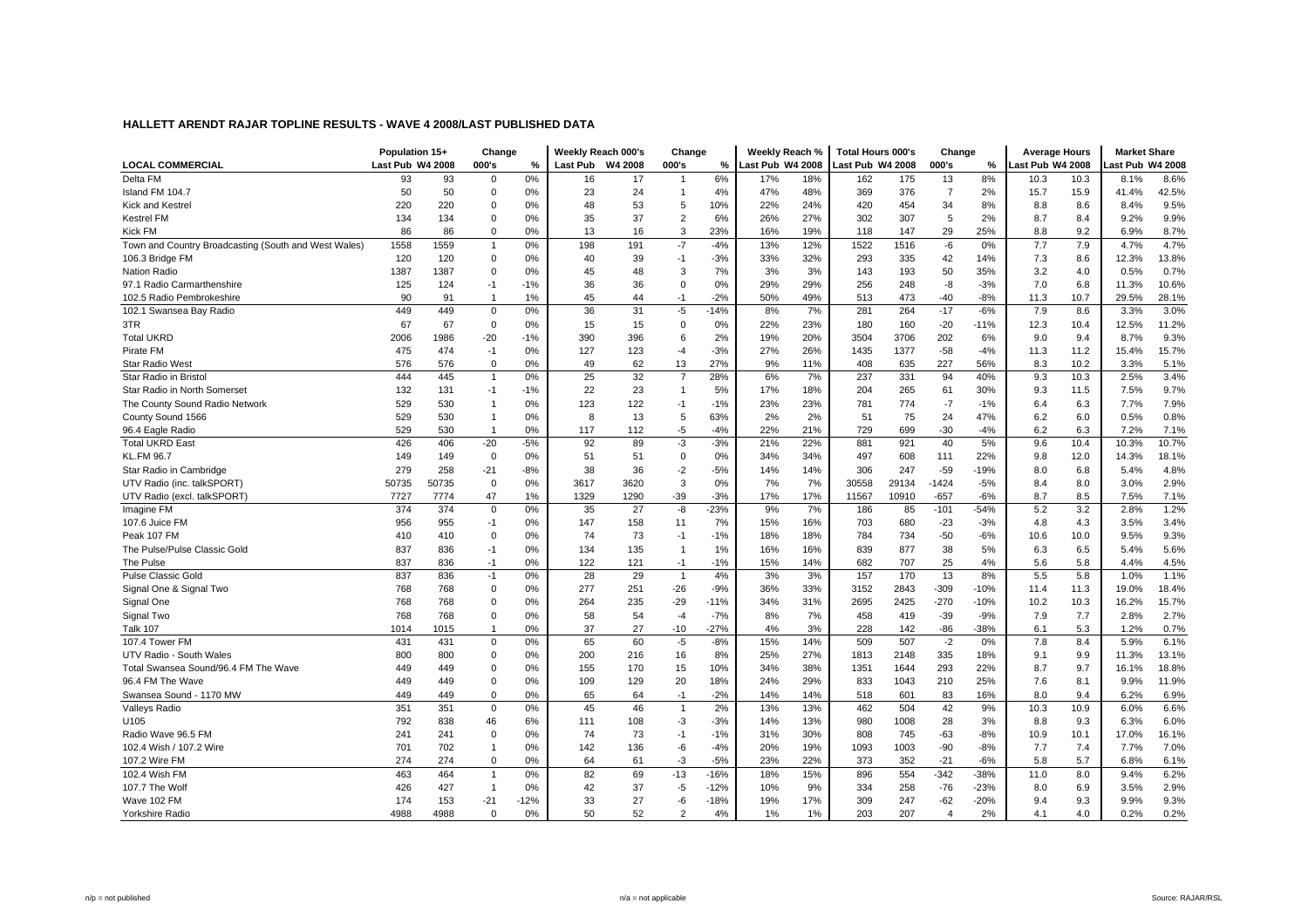# HALLETT ARENDT RAJAR TOPLINE RESULTS - WAVE 4 2008/LAST PUBLISHED DATA

| LOCAL COMMERCIAL | Population 15+ | | Change | | Weekly Reach 000's | | Change | | Weekly Reach % | | Total Hours 000's | | Change | | Average Hours | | Market Share | |
|---|---|---|---|---|---|---|---|---|---|---|---|---|---|---|---|---|---|---|
| | Last Pub | W4 2008 | 000's | % | Last Pub | W4 2008 | 000's | % | Last Pub | W4 2008 | Last Pub | W4 2008 | 000's | % | Last Pub | W4 2008 | Last Pub | W4 2008 |
| Delta FM | 93 | 93 | 0 | 0% | 16 | 17 | 1 | 6% | 17% | 18% | 162 | 175 | 13 | 8% | 10.3 | 10.3 | 8.1% | 8.6% |
| Island FM 104.7 | 50 | 50 | 0 | 0% | 23 | 24 | 1 | 4% | 47% | 48% | 369 | 376 | 7 | 2% | 15.7 | 15.9 | 41.4% | 42.5% |
| Kick and Kestrel | 220 | 220 | 0 | 0% | 48 | 53 | 5 | 10% | 22% | 24% | 420 | 454 | 34 | 8% | 8.8 | 8.6 | 8.4% | 9.5% |
| Kestrel FM | 134 | 134 | 0 | 0% | 35 | 37 | 2 | 6% | 26% | 27% | 302 | 307 | 5 | 2% | 8.7 | 8.4 | 9.2% | 9.9% |
| Kick FM | 86 | 86 | 0 | 0% | 13 | 16 | 3 | 23% | 16% | 19% | 118 | 147 | 29 | 25% | 8.8 | 9.2 | 6.9% | 8.7% |
| Town and Country Broadcasting (South and West Wales) | 1558 | 1559 | 1 | 0% | 198 | 191 | -7 | -4% | 13% | 12% | 1522 | 1516 | -6 | 0% | 7.7 | 7.9 | 4.7% | 4.7% |
| 106.3 Bridge FM | 120 | 120 | 0 | 0% | 40 | 39 | -1 | -3% | 33% | 32% | 293 | 335 | 42 | 14% | 7.3 | 8.6 | 12.3% | 13.8% |
| Nation Radio | 1387 | 1387 | 0 | 0% | 45 | 48 | 3 | 7% | 3% | 3% | 143 | 193 | 50 | 35% | 3.2 | 4.0 | 0.5% | 0.7% |
| 97.1 Radio Carmarthenshire | 125 | 124 | -1 | -1% | 36 | 36 | 0 | 0% | 29% | 29% | 256 | 248 | -8 | -3% | 7.0 | 6.8 | 11.3% | 10.6% |
| 102.5 Radio Pembrokeshire | 90 | 91 | 1 | 1% | 45 | 44 | -1 | -2% | 50% | 49% | 513 | 473 | -40 | -8% | 11.3 | 10.7 | 29.5% | 28.1% |
| 102.1 Swansea Bay Radio | 449 | 449 | 0 | 0% | 36 | 31 | -5 | -14% | 8% | 7% | 281 | 264 | -17 | -6% | 7.9 | 8.6 | 3.3% | 3.0% |
| 3TR | 67 | 67 | 0 | 0% | 15 | 15 | 0 | 0% | 22% | 23% | 180 | 160 | -20 | -11% | 12.3 | 10.4 | 12.5% | 11.2% |
| Total UKRD | 2006 | 1986 | -20 | -1% | 390 | 396 | 6 | 2% | 19% | 20% | 3504 | 3706 | 202 | 6% | 9.0 | 9.4 | 8.7% | 9.3% |
| Pirate FM | 475 | 474 | -1 | 0% | 127 | 123 | -4 | -3% | 27% | 26% | 1435 | 1377 | -58 | -4% | 11.3 | 11.2 | 15.4% | 15.7% |
| Star Radio West | 576 | 576 | 0 | 0% | 49 | 62 | 13 | 27% | 9% | 11% | 408 | 635 | 227 | 56% | 8.3 | 10.2 | 3.3% | 5.1% |
| Star Radio in Bristol | 444 | 445 | 1 | 0% | 25 | 32 | 7 | 28% | 6% | 7% | 237 | 331 | 94 | 40% | 9.3 | 10.3 | 2.5% | 3.4% |
| Star Radio in North Somerset | 132 | 131 | -1 | -1% | 22 | 23 | 1 | 5% | 17% | 18% | 204 | 265 | 61 | 30% | 9.3 | 11.5 | 7.5% | 9.7% |
| The County Sound Radio Network | 529 | 530 | 1 | 0% | 123 | 122 | -1 | -1% | 23% | 23% | 781 | 774 | -7 | -1% | 6.4 | 6.3 | 7.7% | 7.9% |
| County Sound 1566 | 529 | 530 | 1 | 0% | 8 | 13 | 5 | 63% | 2% | 2% | 51 | 75 | 24 | 47% | 6.2 | 6.0 | 0.5% | 0.8% |
| 96.4 Eagle Radio | 529 | 530 | 1 | 0% | 117 | 112 | -5 | -4% | 22% | 21% | 729 | 699 | -30 | -4% | 6.2 | 6.3 | 7.2% | 7.1% |
| Total UKRD East | 426 | 406 | -20 | -5% | 92 | 89 | -3 | -3% | 21% | 22% | 881 | 921 | 40 | 5% | 9.6 | 10.4 | 10.3% | 10.7% |
| KL.FM 96.7 | 149 | 149 | 0 | 0% | 51 | 51 | 0 | 0% | 34% | 34% | 497 | 608 | 111 | 22% | 9.8 | 12.0 | 14.3% | 18.1% |
| Star Radio in Cambridge | 279 | 258 | -21 | -8% | 38 | 36 | -2 | -5% | 14% | 14% | 306 | 247 | -59 | -19% | 8.0 | 6.8 | 5.4% | 4.8% |
| UTV Radio (inc. talkSPORT) | 50735 | 50735 | 0 | 0% | 3617 | 3620 | 3 | 0% | 7% | 7% | 30558 | 29134 | -1424 | -5% | 8.4 | 8.0 | 3.0% | 2.9% |
| UTV Radio (excl. talkSPORT) | 7727 | 7774 | 47 | 1% | 1329 | 1290 | -39 | -3% | 17% | 17% | 11567 | 10910 | -657 | -6% | 8.7 | 8.5 | 7.5% | 7.1% |
| Imagine FM | 374 | 374 | 0 | 0% | 35 | 27 | -8 | -23% | 9% | 7% | 186 | 85 | -101 | -54% | 5.2 | 3.2 | 2.8% | 1.2% |
| 107.6 Juice FM | 956 | 955 | -1 | 0% | 147 | 158 | 11 | 7% | 15% | 16% | 703 | 680 | -23 | -3% | 4.8 | 4.3 | 3.5% | 3.4% |
| Peak 107 FM | 410 | 410 | 0 | 0% | 74 | 73 | -1 | -1% | 18% | 18% | 784 | 734 | -50 | -6% | 10.6 | 10.0 | 9.5% | 9.3% |
| The Pulse/Pulse Classic Gold | 837 | 836 | -1 | 0% | 134 | 135 | 1 | 1% | 16% | 16% | 839 | 877 | 38 | 5% | 6.3 | 6.5 | 5.4% | 5.6% |
| The Pulse | 837 | 836 | -1 | 0% | 122 | 121 | -1 | -1% | 15% | 14% | 682 | 707 | 25 | 4% | 5.6 | 5.8 | 4.4% | 4.5% |
| Pulse Classic Gold | 837 | 836 | -1 | 0% | 28 | 29 | 1 | 4% | 3% | 3% | 157 | 170 | 13 | 8% | 5.5 | 5.8 | 1.0% | 1.1% |
| Signal One & Signal Two | 768 | 768 | 0 | 0% | 277 | 251 | -26 | -9% | 36% | 33% | 3152 | 2843 | -309 | -10% | 11.4 | 11.3 | 19.0% | 18.4% |
| Signal One | 768 | 768 | 0 | 0% | 264 | 235 | -29 | -11% | 34% | 31% | 2695 | 2425 | -270 | -10% | 10.2 | 10.3 | 16.2% | 15.7% |
| Signal Two | 768 | 768 | 0 | 0% | 58 | 54 | -4 | -7% | 8% | 7% | 458 | 419 | -39 | -9% | 7.9 | 7.7 | 2.8% | 2.7% |
| Talk 107 | 1014 | 1015 | 1 | 0% | 37 | 27 | -10 | -27% | 4% | 3% | 228 | 142 | -86 | -38% | 6.1 | 5.3 | 1.2% | 0.7% |
| 107.4 Tower FM | 431 | 431 | 0 | 0% | 65 | 60 | -5 | -8% | 15% | 14% | 509 | 507 | -2 | 0% | 7.8 | 8.4 | 5.9% | 6.1% |
| UTV Radio - South Wales | 800 | 800 | 0 | 0% | 200 | 216 | 16 | 8% | 25% | 27% | 1813 | 2148 | 335 | 18% | 9.1 | 9.9 | 11.3% | 13.1% |
| Total Swansea Sound/96.4 FM The Wave | 449 | 449 | 0 | 0% | 155 | 170 | 15 | 10% | 34% | 38% | 1351 | 1644 | 293 | 22% | 8.7 | 9.7 | 16.1% | 18.8% |
| 96.4 FM The Wave | 449 | 449 | 0 | 0% | 109 | 129 | 20 | 18% | 24% | 29% | 833 | 1043 | 210 | 25% | 7.6 | 8.1 | 9.9% | 11.9% |
| Swansea Sound - 1170 MW | 449 | 449 | 0 | 0% | 65 | 64 | -1 | -2% | 14% | 14% | 518 | 601 | 83 | 16% | 8.0 | 9.4 | 6.2% | 6.9% |
| Valleys Radio | 351 | 351 | 0 | 0% | 45 | 46 | 1 | 2% | 13% | 13% | 462 | 504 | 42 | 9% | 10.3 | 10.9 | 6.0% | 6.6% |
| U105 | 792 | 838 | 46 | 6% | 111 | 108 | -3 | -3% | 14% | 13% | 980 | 1008 | 28 | 3% | 8.8 | 9.3 | 6.3% | 6.0% |
| Radio Wave 96.5 FM | 241 | 241 | 0 | 0% | 74 | 73 | -1 | -1% | 31% | 30% | 808 | 745 | -63 | -8% | 10.9 | 10.1 | 17.0% | 16.1% |
| 102.4 Wish / 107.2 Wire | 701 | 702 | 1 | 0% | 142 | 136 | -6 | -4% | 20% | 19% | 1093 | 1003 | -90 | -8% | 7.7 | 7.4 | 7.7% | 7.0% |
| 107.2 Wire FM | 274 | 274 | 0 | 0% | 64 | 61 | -3 | -5% | 23% | 22% | 373 | 352 | -21 | -6% | 5.8 | 5.7 | 6.8% | 6.1% |
| 102.4 Wish FM | 463 | 464 | 1 | 0% | 82 | 69 | -13 | -16% | 18% | 15% | 896 | 554 | -342 | -38% | 11.0 | 8.0 | 9.4% | 6.2% |
| 107.7 The Wolf | 426 | 427 | 1 | 0% | 42 | 37 | -5 | -12% | 10% | 9% | 334 | 258 | -76 | -23% | 8.0 | 6.9 | 3.5% | 2.9% |
| Wave 102 FM | 174 | 153 | -21 | -12% | 33 | 27 | -6 | -18% | 19% | 17% | 309 | 247 | -62 | -20% | 9.4 | 9.3 | 9.9% | 9.3% |
| Yorkshire Radio | 4988 | 4988 | 0 | 0% | 50 | 52 | 2 | 4% | 1% | 1% | 203 | 207 | 4 | 2% | 4.1 | 4.0 | 0.2% | 0.2% |

n/p = not published | n/a = not applicable | Source: RAJAR/RSL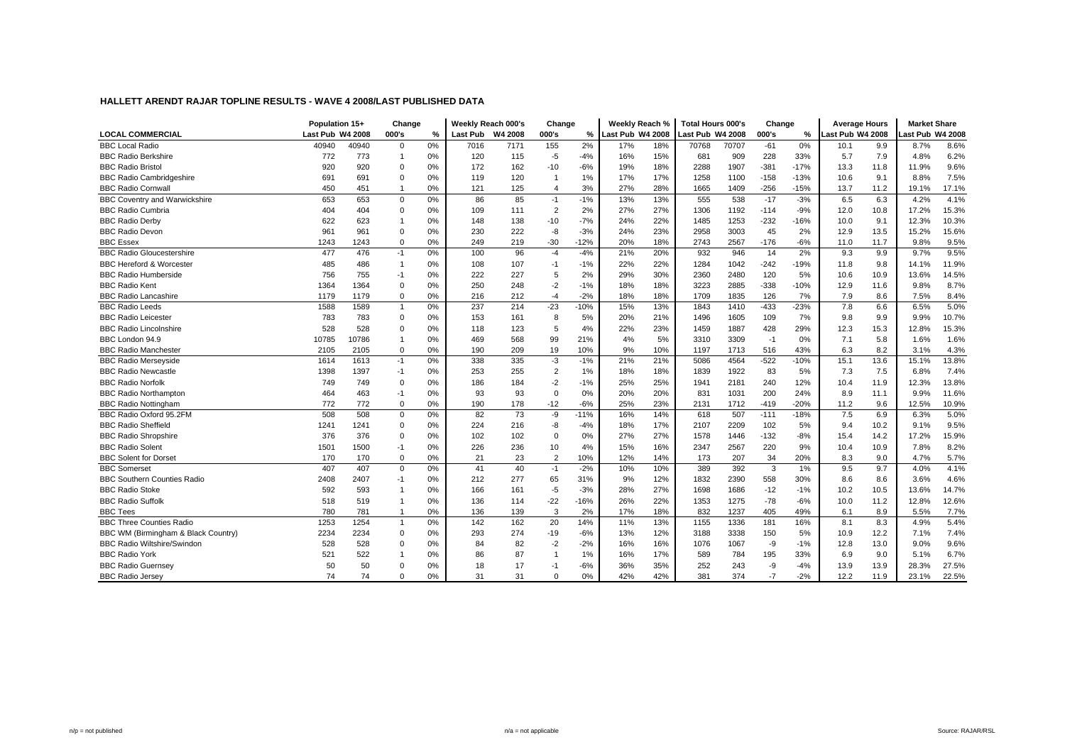### HALLETT ARENDT RAJAR TOPLINE RESULTS - WAVE 4 2008/LAST PUBLISHED DATA

| LOCAL COMMERCIAL | Population 15+ | | Change | | Weekly Reach 000's | | Change | | Weekly Reach % | | Total Hours 000's | | Change | | Average Hours | | Market Share | |
|---|---|---|---|---|---|---|---|---|---|---|---|---|---|---|---|---|---|---|
| | Last Pub | W4 2008 | 000's | % | Last Pub | W4 2008 | 000's | % | Last Pub | W4 2008 | Last Pub | W4 2008 | 000's | % | Last Pub | W4 2008 | Last Pub | W4 2008 |
| BBC Local Radio | 40940 | 40940 | 0 | 0% | 7016 | 7171 | 155 | 2% | 17% | 18% | 70768 | 70707 | -61 | 0% | 10.1 | 9.9 | 8.7% | 8.6% |
| BBC Radio Berkshire | 772 | 773 | 1 | 0% | 120 | 115 | -5 | -4% | 16% | 15% | 681 | 909 | 228 | 33% | 5.7 | 7.9 | 4.8% | 6.2% |
| BBC Radio Bristol | 920 | 920 | 0 | 0% | 172 | 162 | -10 | -6% | 19% | 18% | 2288 | 1907 | -381 | -17% | 13.3 | 11.8 | 11.9% | 9.6% |
| BBC Radio Cambridgeshire | 691 | 691 | 0 | 0% | 119 | 120 | 1 | 1% | 17% | 17% | 1258 | 1100 | -158 | -13% | 10.6 | 9.1 | 8.8% | 7.5% |
| BBC Radio Cornwall | 450 | 451 | 1 | 0% | 121 | 125 | 4 | 3% | 27% | 28% | 1665 | 1409 | -256 | -15% | 13.7 | 11.2 | 19.1% | 17.1% |
| BBC Coventry and Warwickshire | 653 | 653 | 0 | 0% | 86 | 85 | -1 | -1% | 13% | 13% | 555 | 538 | -17 | -3% | 6.5 | 6.3 | 4.2% | 4.1% |
| BBC Radio Cumbria | 404 | 404 | 0 | 0% | 109 | 111 | 2 | 2% | 27% | 27% | 1306 | 1192 | -114 | -9% | 12.0 | 10.8 | 17.2% | 15.3% |
| BBC Radio Derby | 622 | 623 | 1 | 0% | 148 | 138 | -10 | -7% | 24% | 22% | 1485 | 1253 | -232 | -16% | 10.0 | 9.1 | 12.3% | 10.3% |
| BBC Radio Devon | 961 | 961 | 0 | 0% | 230 | 222 | -8 | -3% | 24% | 23% | 2958 | 3003 | 45 | 2% | 12.9 | 13.5 | 15.2% | 15.6% |
| BBC Essex | 1243 | 1243 | 0 | 0% | 249 | 219 | -30 | -12% | 20% | 18% | 2743 | 2567 | -176 | -6% | 11.0 | 11.7 | 9.8% | 9.5% |
| BBC Radio Gloucestershire | 477 | 476 | -1 | 0% | 100 | 96 | -4 | -4% | 21% | 20% | 932 | 946 | 14 | 2% | 9.3 | 9.9 | 9.7% | 9.5% |
| BBC Hereford & Worcester | 485 | 486 | 1 | 0% | 108 | 107 | -1 | -1% | 22% | 22% | 1284 | 1042 | -242 | -19% | 11.8 | 9.8 | 14.1% | 11.9% |
| BBC Radio Humberside | 756 | 755 | -1 | 0% | 222 | 227 | 5 | 2% | 29% | 30% | 2360 | 2480 | 120 | 5% | 10.6 | 10.9 | 13.6% | 14.5% |
| BBC Radio Kent | 1364 | 1364 | 0 | 0% | 250 | 248 | -2 | -1% | 18% | 18% | 3223 | 2885 | -338 | -10% | 12.9 | 11.6 | 9.8% | 8.7% |
| BBC Radio Lancashire | 1179 | 1179 | 0 | 0% | 216 | 212 | -4 | -2% | 18% | 18% | 1709 | 1835 | 126 | 7% | 7.9 | 8.6 | 7.5% | 8.4% |
| BBC Radio Leeds | 1588 | 1589 | 1 | 0% | 237 | 214 | -23 | -10% | 15% | 13% | 1843 | 1410 | -433 | -23% | 7.8 | 6.6 | 6.5% | 5.0% |
| BBC Radio Leicester | 783 | 783 | 0 | 0% | 153 | 161 | 8 | 5% | 20% | 21% | 1496 | 1605 | 109 | 7% | 9.8 | 9.9 | 9.9% | 10.7% |
| BBC Radio Lincolnshire | 528 | 528 | 0 | 0% | 118 | 123 | 5 | 4% | 22% | 23% | 1459 | 1887 | 428 | 29% | 12.3 | 15.3 | 12.8% | 15.3% |
| BBC London 94.9 | 10785 | 10786 | 1 | 0% | 469 | 568 | 99 | 21% | 4% | 5% | 3310 | 3309 | -1 | 0% | 7.1 | 5.8 | 1.6% | 1.6% |
| BBC Radio Manchester | 2105 | 2105 | 0 | 0% | 190 | 209 | 19 | 10% | 9% | 10% | 1197 | 1713 | 516 | 43% | 6.3 | 8.2 | 3.1% | 4.3% |
| BBC Radio Merseyside | 1614 | 1613 | -1 | 0% | 338 | 335 | -3 | -1% | 21% | 21% | 5086 | 4564 | -522 | -10% | 15.1 | 13.6 | 15.1% | 13.8% |
| BBC Radio Newcastle | 1398 | 1397 | -1 | 0% | 253 | 255 | 2 | 1% | 18% | 18% | 1839 | 1922 | 83 | 5% | 7.3 | 7.5 | 6.8% | 7.4% |
| BBC Radio Norfolk | 749 | 749 | 0 | 0% | 186 | 184 | -2 | -1% | 25% | 25% | 1941 | 2181 | 240 | 12% | 10.4 | 11.9 | 12.3% | 13.8% |
| BBC Radio Northampton | 464 | 463 | -1 | 0% | 93 | 93 | 0 | 0% | 20% | 20% | 831 | 1031 | 200 | 24% | 8.9 | 11.1 | 9.9% | 11.6% |
| BBC Radio Nottingham | 772 | 772 | 0 | 0% | 190 | 178 | -12 | -6% | 25% | 23% | 2131 | 1712 | -419 | -20% | 11.2 | 9.6 | 12.5% | 10.9% |
| BBC Radio Oxford 95.2FM | 508 | 508 | 0 | 0% | 82 | 73 | -9 | -11% | 16% | 14% | 618 | 507 | -111 | -18% | 7.5 | 6.9 | 6.3% | 5.0% |
| BBC Radio Sheffield | 1241 | 1241 | 0 | 0% | 224 | 216 | -8 | -4% | 18% | 17% | 2107 | 2209 | 102 | 5% | 9.4 | 10.2 | 9.1% | 9.5% |
| BBC Radio Shropshire | 376 | 376 | 0 | 0% | 102 | 102 | 0 | 0% | 27% | 27% | 1578 | 1446 | -132 | -8% | 15.4 | 14.2 | 17.2% | 15.9% |
| BBC Radio Solent | 1501 | 1500 | -1 | 0% | 226 | 236 | 10 | 4% | 15% | 16% | 2347 | 2567 | 220 | 9% | 10.4 | 10.9 | 7.8% | 8.2% |
| BBC Solent for Dorset | 170 | 170 | 0 | 0% | 21 | 23 | 2 | 10% | 12% | 14% | 173 | 207 | 34 | 20% | 8.3 | 9.0 | 4.7% | 5.7% |
| BBC Somerset | 407 | 407 | 0 | 0% | 41 | 40 | -1 | -2% | 10% | 10% | 389 | 392 | 3 | 1% | 9.5 | 9.7 | 4.0% | 4.1% |
| BBC Southern Counties Radio | 2408 | 2407 | -1 | 0% | 212 | 277 | 65 | 31% | 9% | 12% | 1832 | 2390 | 558 | 30% | 8.6 | 8.6 | 3.6% | 4.6% |
| BBC Radio Stoke | 592 | 593 | 1 | 0% | 166 | 161 | -5 | -3% | 28% | 27% | 1698 | 1686 | -12 | -1% | 10.2 | 10.5 | 13.6% | 14.7% |
| BBC Radio Suffolk | 518 | 519 | 1 | 0% | 136 | 114 | -22 | -16% | 26% | 22% | 1353 | 1275 | -78 | -6% | 10.0 | 11.2 | 12.8% | 12.6% |
| BBC Tees | 780 | 781 | 1 | 0% | 136 | 139 | 3 | 2% | 17% | 18% | 832 | 1237 | 405 | 49% | 6.1 | 8.9 | 5.5% | 7.7% |
| BBC Three Counties Radio | 1253 | 1254 | 1 | 0% | 142 | 162 | 20 | 14% | 11% | 13% | 1155 | 1336 | 181 | 16% | 8.1 | 8.3 | 4.9% | 5.4% |
| BBC WM (Birmingham & Black Country) | 2234 | 2234 | 0 | 0% | 293 | 274 | -19 | -6% | 13% | 12% | 3188 | 3338 | 150 | 5% | 10.9 | 12.2 | 7.1% | 7.4% |
| BBC Radio Wiltshire/Swindon | 528 | 528 | 0 | 0% | 84 | 82 | -2 | -2% | 16% | 16% | 1076 | 1067 | -9 | -1% | 12.8 | 13.0 | 9.0% | 9.6% |
| BBC Radio York | 521 | 522 | 1 | 0% | 86 | 87 | 1 | 1% | 16% | 17% | 589 | 784 | 195 | 33% | 6.9 | 9.0 | 5.1% | 6.7% |
| BBC Radio Guernsey | 50 | 50 | 0 | 0% | 18 | 17 | -1 | -6% | 36% | 35% | 252 | 243 | -9 | -4% | 13.9 | 13.9 | 28.3% | 27.5% |
| BBC Radio Jersey | 74 | 74 | 0 | 0% | 31 | 31 | 0 | 0% | 42% | 42% | 381 | 374 | -7 | -2% | 12.2 | 11.9 | 23.1% | 22.5% |

n/p = not published | n/a = not applicable | Source: RAJAR/RSL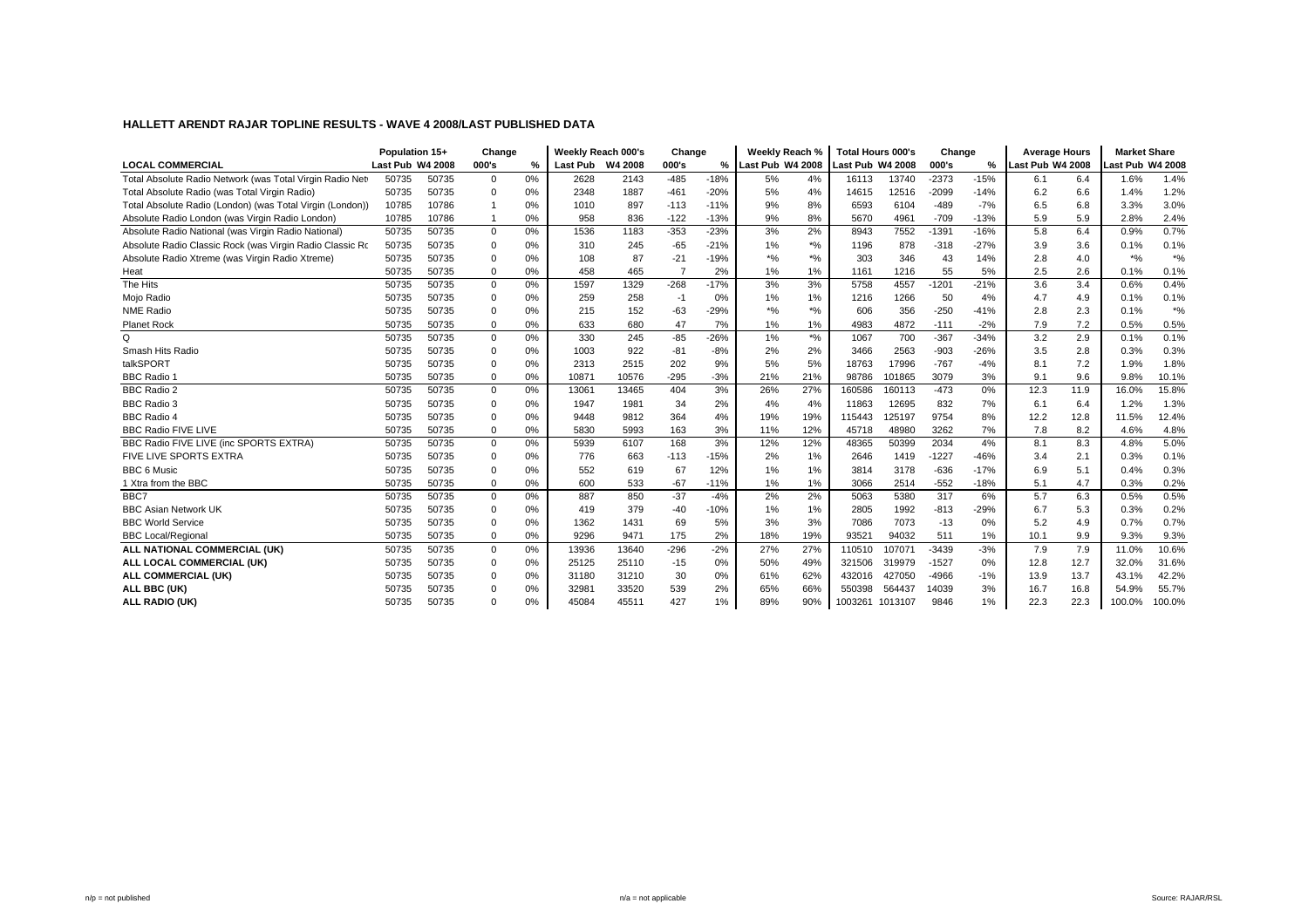## HALLETT ARENDT RAJAR TOPLINE RESULTS - WAVE 4 2008/LAST PUBLISHED DATA

| | Population 15+ | | Change | | Weekly Reach 000's | | Change | | Weekly Reach % | | Total Hours 000's | | Change | | Average Hours | | Market Share | |
|---|---|---|---|---|---|---|---|---|---|---|---|---|---|---|---|---|---|---|
| **LOCAL COMMERCIAL** | Last Pub | W4 2008 | 000's | % | Last Pub | W4 2008 | 000's | % | Last Pub | W4 2008 | Last Pub | W4 2008 | 000's | % | Last Pub | W4 2008 | Last Pub | W4 2008 |
| Total Absolute Radio Network (was Total Virgin Radio Net | 50735 | 50735 | 0 | 0% | 2628 | 2143 | -485 | -18% | 5% | 4% | 16113 | 13740 | -2373 | -15% | 6.1 | 6.4 | 1.6% | 1.4% |
| Total Absolute Radio (was Total Virgin Radio) | 50735 | 50735 | 0 | 0% | 2348 | 1887 | -461 | -20% | 5% | 4% | 14615 | 12516 | -2099 | -14% | 6.2 | 6.6 | 1.4% | 1.2% |
| Total Absolute Radio (London) (was Total Virgin (London)) | 10785 | 10786 | 1 | 0% | 1010 | 897 | -113 | -11% | 9% | 8% | 6593 | 6104 | -489 | -7% | 6.5 | 6.8 | 3.3% | 3.0% |
| Absolute Radio London (was Virgin Radio London) | 10785 | 10786 | 1 | 0% | 958 | 836 | -122 | -13% | 9% | 8% | 5670 | 4961 | -709 | -13% | 5.9 | 5.9 | 2.8% | 2.4% |
| Absolute Radio National (was Virgin Radio National) | 50735 | 50735 | 0 | 0% | 1536 | 1183 | -353 | -23% | 3% | 2% | 8943 | 7552 | -1391 | -16% | 5.8 | 6.4 | 0.9% | 0.7% |
| Absolute Radio Classic Rock (was Virgin Radio Classic Ro | 50735 | 50735 | 0 | 0% | 310 | 245 | -65 | -21% | 1% | *% | 1196 | 878 | -318 | -27% | 3.9 | 3.6 | 0.1% | 0.1% |
| Absolute Radio Xtreme (was Virgin Radio Xtreme) | 50735 | 50735 | 0 | 0% | 108 | 87 | -21 | -19% | *% | *% | 303 | 346 | 43 | 14% | 2.8 | 4.0 | *% | *% |
| Heat | 50735 | 50735 | 0 | 0% | 458 | 465 | 7 | 2% | 1% | 1% | 1161 | 1216 | 55 | 5% | 2.5 | 2.6 | 0.1% | 0.1% |
| The Hits | 50735 | 50735 | 0 | 0% | 1597 | 1329 | -268 | -17% | 3% | 3% | 5758 | 4557 | -1201 | -21% | 3.6 | 3.4 | 0.6% | 0.4% |
| Mojo Radio | 50735 | 50735 | 0 | 0% | 259 | 258 | -1 | 0% | 1% | 1% | 1216 | 1266 | 50 | 4% | 4.7 | 4.9 | 0.1% | 0.1% |
| NME Radio | 50735 | 50735 | 0 | 0% | 215 | 152 | -63 | -29% | *% | *% | 606 | 356 | -250 | -41% | 2.8 | 2.3 | 0.1% | *% |
| Planet Rock | 50735 | 50735 | 0 | 0% | 633 | 680 | 47 | 7% | 1% | 1% | 4983 | 4872 | -111 | -2% | 7.9 | 7.2 | 0.5% | 0.5% |
| Q | 50735 | 50735 | 0 | 0% | 330 | 245 | -85 | -26% | 1% | *% | 1067 | 700 | -367 | -34% | 3.2 | 2.9 | 0.1% | 0.1% |
| Smash Hits Radio | 50735 | 50735 | 0 | 0% | 1003 | 922 | -81 | -8% | 2% | 2% | 3466 | 2563 | -903 | -26% | 3.5 | 2.8 | 0.3% | 0.3% |
| talkSPORT | 50735 | 50735 | 0 | 0% | 2313 | 2515 | 202 | 9% | 5% | 5% | 18763 | 17996 | -767 | -4% | 8.1 | 7.2 | 1.9% | 1.8% |
| BBC Radio 1 | 50735 | 50735 | 0 | 0% | 10871 | 10576 | -295 | -3% | 21% | 21% | 98786 | 101865 | 3079 | 3% | 9.1 | 9.6 | 9.8% | 10.1% |
| BBC Radio 2 | 50735 | 50735 | 0 | 0% | 13061 | 13465 | 404 | 3% | 26% | 27% | 160586 | 160113 | -473 | 0% | 12.3 | 11.9 | 16.0% | 15.8% |
| BBC Radio 3 | 50735 | 50735 | 0 | 0% | 1947 | 1981 | 34 | 2% | 4% | 4% | 11863 | 12695 | 832 | 7% | 6.1 | 6.4 | 1.2% | 1.3% |
| BBC Radio 4 | 50735 | 50735 | 0 | 0% | 9448 | 9812 | 364 | 4% | 19% | 19% | 115443 | 125197 | 9754 | 8% | 12.2 | 12.8 | 11.5% | 12.4% |
| BBC Radio FIVE LIVE | 50735 | 50735 | 0 | 0% | 5830 | 5993 | 163 | 3% | 11% | 12% | 45718 | 48980 | 3262 | 7% | 7.8 | 8.2 | 4.6% | 4.8% |
| BBC Radio FIVE LIVE (inc SPORTS EXTRA) | 50735 | 50735 | 0 | 0% | 5939 | 6107 | 168 | 3% | 12% | 12% | 48365 | 50399 | 2034 | 4% | 8.1 | 8.3 | 4.8% | 5.0% |
| FIVE LIVE SPORTS EXTRA | 50735 | 50735 | 0 | 0% | 776 | 663 | -113 | -15% | 2% | 1% | 2646 | 1419 | -1227 | -46% | 3.4 | 2.1 | 0.3% | 0.1% |
| BBC 6 Music | 50735 | 50735 | 0 | 0% | 552 | 619 | 67 | 12% | 1% | 1% | 3814 | 3178 | -636 | -17% | 6.9 | 5.1 | 0.4% | 0.3% |
| 1 Xtra from the BBC | 50735 | 50735 | 0 | 0% | 600 | 533 | -67 | -11% | 1% | 1% | 3066 | 2514 | -552 | -18% | 5.1 | 4.7 | 0.3% | 0.2% |
| BBC7 | 50735 | 50735 | 0 | 0% | 887 | 850 | -37 | -4% | 2% | 2% | 5063 | 5380 | 317 | 6% | 5.7 | 6.3 | 0.5% | 0.5% |
| BBC Asian Network UK | 50735 | 50735 | 0 | 0% | 419 | 379 | -40 | -10% | 1% | 1% | 2805 | 1992 | -813 | -29% | 6.7 | 5.3 | 0.3% | 0.2% |
| BBC World Service | 50735 | 50735 | 0 | 0% | 1362 | 1431 | 69 | 5% | 3% | 3% | 7086 | 7073 | -13 | 0% | 5.2 | 4.9 | 0.7% | 0.7% |
| BBC Local/Regional | 50735 | 50735 | 0 | 0% | 9296 | 9471 | 175 | 2% | 18% | 19% | 93521 | 94032 | 511 | 1% | 10.1 | 9.9 | 9.3% | 9.3% |
| **ALL NATIONAL COMMERCIAL (UK)** | 50735 | 50735 | 0 | 0% | 13936 | 13640 | -296 | -2% | 27% | 27% | 110510 | 107071 | -3439 | -3% | 7.9 | 7.9 | 11.0% | 10.6% |
| **ALL LOCAL COMMERCIAL (UK)** | 50735 | 50735 | 0 | 0% | 25125 | 25110 | -15 | 0% | 50% | 49% | 321506 | 319979 | -1527 | 0% | 12.8 | 12.7 | 32.0% | 31.6% |
| **ALL COMMERCIAL (UK)** | 50735 | 50735 | 0 | 0% | 31180 | 31210 | 30 | 0% | 61% | 62% | 432016 | 427050 | -4966 | -1% | 13.9 | 13.7 | 43.1% | 42.2% |
| **ALL BBC (UK)** | 50735 | 50735 | 0 | 0% | 32981 | 33520 | 539 | 2% | 65% | 66% | 550398 | 564437 | 14039 | 3% | 16.7 | 16.8 | 54.9% | 55.7% |
| **ALL RADIO (UK)** | 50735 | 50735 | 0 | 0% | 45084 | 45511 | 427 | 1% | 89% | 90% | 1003261 | 1013107 | 9846 | 1% | 22.3 | 22.3 | 100.0% | 100.0% |

n/p = not published    n/a = not applicable    Source: RAJAR/RSL